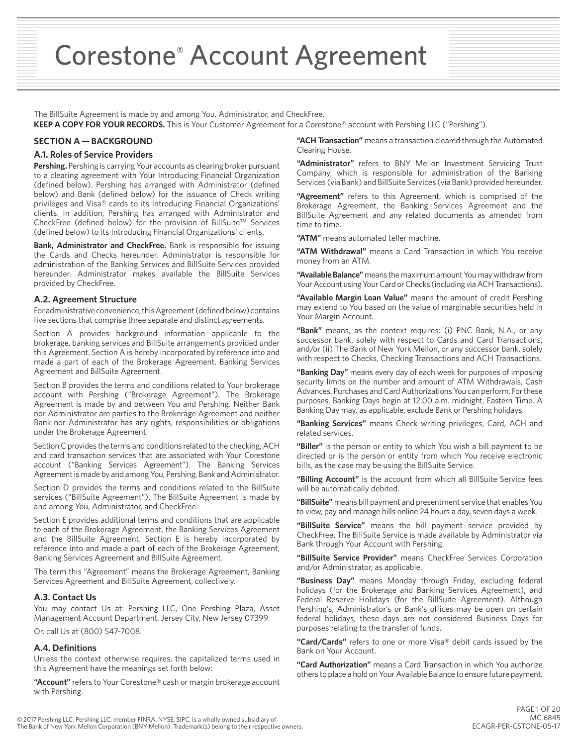# Corestone® Account Agreement

The BillSuite Agreement is made by and among You, Administrator, and CheckFree.

**KEEP A COPY FOR YOUR RECORDS.** This is Your Customer Agreement for a Corestone® account with Pershing LLC ("Pershing").

## SECTION A — BACKGROUND

### A.1. Roles of Service Providers

**Pershing.** Pershing is carrying Your accounts as clearing broker pursuant to a clearing agreement with Your Introducing Financial Organization (defined below). Pershing has arranged with Administrator (defined below) and Bank (defined below) for the issuance of Check writing privileges and Visa® cards to its Introducing Financial Organizations' clients. In addition, Pershing has arranged with Administrator and CheckFree (defined below) for the provision of BillSuite™ Services (defined below) to its Introducing Financial Organizations' clients.

**Bank, Administrator and CheckFree.** Bank is responsible for issuing the Cards and Checks hereunder. Administrator is responsible for administration of the Banking Services and BillSuite Services provided hereunder. Administrator makes available the BillSuite Services provided by CheckFree.

### A.2. Agreement Structure

For administrative convenience, this Agreement (defined below) contains five sections that comprise three separate and distinct agreements.

Section A provides background information applicable to the brokerage, banking services and BillSuite arrangements provided under this Agreement. Section A is hereby incorporated by reference into and made a part of each of the Brokerage Agreement, Banking Services Agreement and BillSuite Agreement.

Section B provides the terms and conditions related to Your brokerage account with Pershing ("Brokerage Agreement"). The Brokerage Agreement is made by and between You and Pershing. Neither Bank nor Administrator are parties to the Brokerage Agreement and neither Bank nor Administrator has any rights, responsibilities or obligations under the Brokerage Agreement.

Section C provides the terms and conditions related to the checking, ACH and card transaction services that are associated with Your Corestone account ("Banking Services Agreement"). The Banking Services Agreement is made by and among You, Pershing, Bank and Administrator.

Section D provides the terms and conditions related to the BillSuite services ("BillSuite Agreement"). The BillSuite Agreement is made by and among You, Administrator, and CheckFree.

Section E provides additional terms and conditions that are applicable to each of the Brokerage Agreement, the Banking Services Agreement and the BillSuite Agreement. Section E is hereby incorporated by reference into and made a part of each of the Brokerage Agreement, Banking Services Agreement and BillSuite Agreement.

The term this "Agreement" means the Brokerage Agreement, Banking Services Agreement and BillSuite Agreement, collectively.

### A.3. Contact Us

You may contact Us at: Pershing LLC, One Pershing Plaza, Asset Management Account Department, Jersey City, New Jersey 07399.

Or, call Us at (800) 547-7008.

### A.4. Definitions

Unless the context otherwise requires, the capitalized terms used in this Agreement have the meanings set forth below:

**"Account"** refers to Your Corestone® cash or margin brokerage account with Pershing.

**"ACH Transaction"** means a transaction cleared through the Automated Clearing House.

**"Administrator"** refers to BNY Mellon Investment Servicing Trust Company, which is responsible for administration of the Banking Services (via Bank) and BillSuite Services (via Bank) provided hereunder.

**"Agreement"** refers to this Agreement, which is comprised of the Brokerage Agreement, the Banking Services Agreement and the BillSuite Agreement and any related documents as amended from time to time.

**"ATM"** means automated teller machine.

**"ATM Withdrawal"** means a Card Transaction in which You receive money from an ATM.

**"Available Balance"** means the maximum amount You may withdraw from Your Account using Your Card or Checks (including via ACH Transactions).

**"Available Margin Loan Value"** means the amount of credit Pershing may extend to You based on the value of marginable securities held in Your Margin Account.

**"Bank"** means, as the context requires: (i) PNC Bank, N.A., or any successor bank, solely with respect to Cards and Card Transactions; and/or (ii) The Bank of New York Mellon, or any successor bank, solely with respect to Checks, Checking Transactions and ACH Transactions.

**"Banking Day"** means every day of each week for purposes of imposing security limits on the number and amount of ATM Withdrawals, Cash Advances, Purchases and Card Authorizations You can perform. For these purposes, Banking Days begin at 12:00 a.m. midnight, Eastern Time. A Banking Day may, as applicable, exclude Bank or Pershing holidays.

**"Banking Services"** means Check writing privileges, Card, ACH and related services.

**"Biller"** is the person or entity to which You wish a bill payment to be directed or is the person or entity from which You receive electronic bills, as the case may be using the BillSuite Service.

**"Billing Account"** is the account from which all BillSuite Service fees will be automatically debited.

**"BillSuite"** means bill payment and presentment service that enables You to view, pay and manage bills online 24 hours a day, seven days a week.

**"BillSuite Service"** means the bill payment service provided by CheckFree. The BillSuite Service is made available by Administrator via Bank through Your Account with Pershing.

**"BillSuite Service Provider"** means CheckFree Services Corporation and/or Administrator, as applicable.

**"Business Day"** means Monday through Friday, excluding federal holidays (for the Brokerage and Banking Services Agreement), and Federal Reserve Holidays (for the BillSuite Agreement). Although Pershing's, Administrator's or Bank's offices may be open on certain federal holidays, these days are not considered Business Days for purposes relating to the transfer of funds.

**"Card/Cards"** refers to one or more Visa® debit cards issued by the Bank on Your Account.

**"Card Authorization"** means a Card Transaction in which You authorize others to place a hold on Your Available Balance to ensure future payment.

© 2017 Pershing LLC. Pershing LLC, member FINRA, NYSE, SIPC, is a wholly owned subsidiary of The Bank of New York Mellon Corporation (BNY Mellon). Trademark(s) belong to their respective owners.

MC 6845
ECAGR-PER-CSTONE-05-17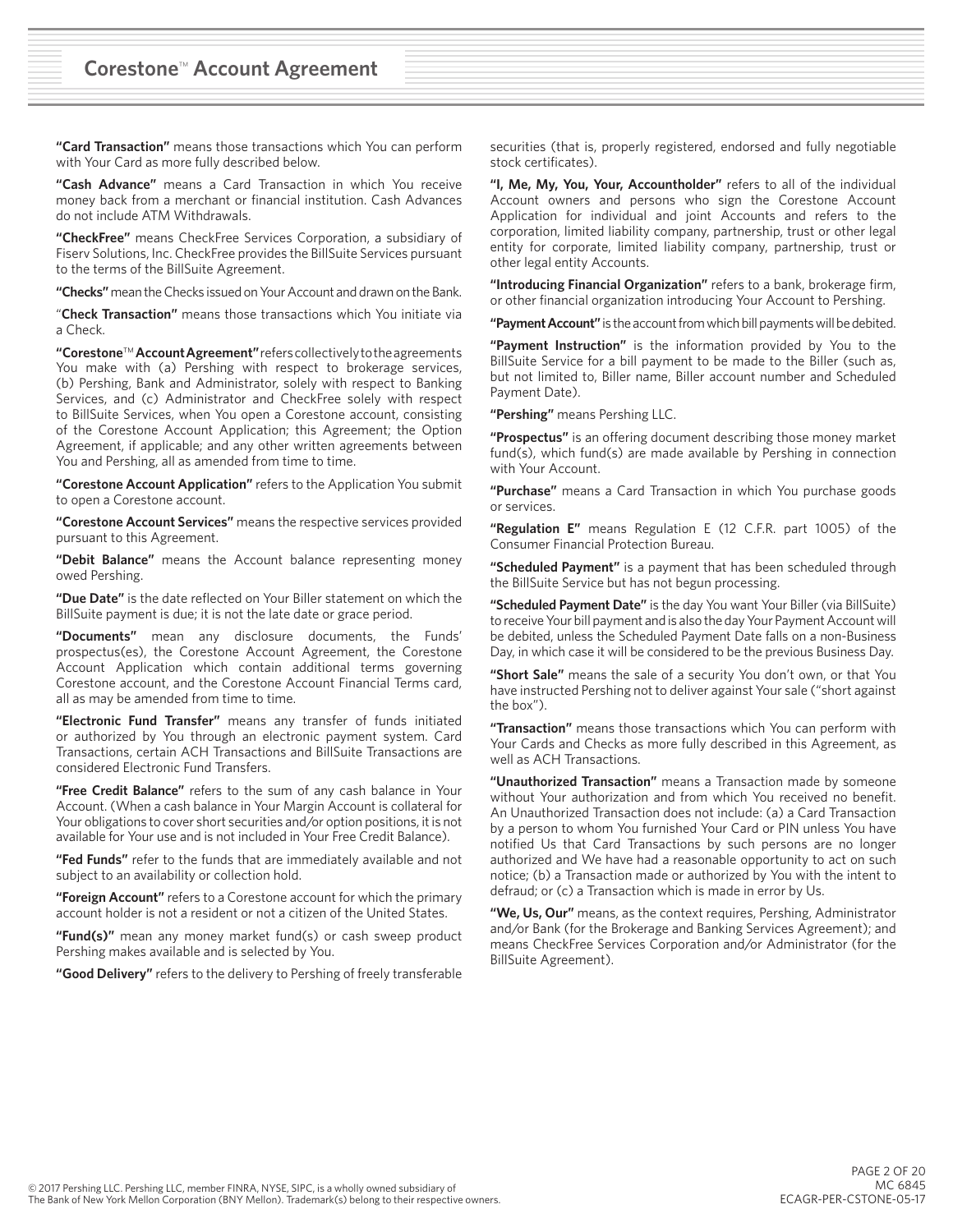**"Card Transaction"** means those transactions which You can perform with Your Card as more fully described below.

**"Cash Advance"** means a Card Transaction in which You receive money back from a merchant or financial institution. Cash Advances do not include ATM Withdrawals.

**"CheckFree"** means CheckFree Services Corporation, a subsidiary of Fiserv Solutions, Inc. CheckFree provides the BillSuite Services pursuant to the terms of the BillSuite Agreement.

**"Checks"** mean the Checks issued on Your Account and drawn on the Bank.

"**Check Transaction"** means those transactions which You initiate via a Check.

**"Corestone™ Account Agreement"** refers collectively to the agreements You make with (a) Pershing with respect to brokerage services, (b) Pershing, Bank and Administrator, solely with respect to Banking Services, and (c) Administrator and CheckFree solely with respect to BillSuite Services, when You open a Corestone account, consisting of the Corestone Account Application; this Agreement; the Option Agreement, if applicable; and any other written agreements between You and Pershing, all as amended from time to time.

**"Corestone Account Application"** refers to the Application You submit to open a Corestone account.

**"Corestone Account Services"** means the respective services provided pursuant to this Agreement.

**"Debit Balance"** means the Account balance representing money owed Pershing.

**"Due Date"** is the date reflected on Your Biller statement on which the BillSuite payment is due; it is not the late date or grace period.

**"Documents"** mean any disclosure documents, the Funds' prospectus(es), the Corestone Account Agreement, the Corestone Account Application which contain additional terms governing Corestone account, and the Corestone Account Financial Terms card, all as may be amended from time to time.

**"Electronic Fund Transfer"** means any transfer of funds initiated or authorized by You through an electronic payment system. Card Transactions, certain ACH Transactions and BillSuite Transactions are considered Electronic Fund Transfers.

**"Free Credit Balance"** refers to the sum of any cash balance in Your Account. (When a cash balance in Your Margin Account is collateral for Your obligations to cover short securities and/or option positions, it is not available for Your use and is not included in Your Free Credit Balance).

**"Fed Funds"** refer to the funds that are immediately available and not subject to an availability or collection hold.

**"Foreign Account"** refers to a Corestone account for which the primary account holder is not a resident or not a citizen of the United States.

**"Fund(s)"** mean any money market fund(s) or cash sweep product Pershing makes available and is selected by You.

**"Good Delivery"** refers to the delivery to Pershing of freely transferable securities (that is, properly registered, endorsed and fully negotiable stock certificates).

**"I, Me, My, You, Your, Accountholder"** refers to all of the individual Account owners and persons who sign the Corestone Account Application for individual and joint Accounts and refers to the corporation, limited liability company, partnership, trust or other legal entity for corporate, limited liability company, partnership, trust or other legal entity Accounts.

**"Introducing Financial Organization"** refers to a bank, brokerage firm, or other financial organization introducing Your Account to Pershing.

**"Payment Account"** is the account from which bill payments will be debited.

**"Payment Instruction"** is the information provided by You to the BillSuite Service for a bill payment to be made to the Biller (such as, but not limited to, Biller name, Biller account number and Scheduled Payment Date).

**"Pershing"** means Pershing LLC.

**"Prospectus"** is an offering document describing those money market fund(s), which fund(s) are made available by Pershing in connection with Your Account.

**"Purchase"** means a Card Transaction in which You purchase goods or services.

**"Regulation E"** means Regulation E (12 C.F.R. part 1005) of the Consumer Financial Protection Bureau.

**"Scheduled Payment"** is a payment that has been scheduled through the BillSuite Service but has not begun processing.

**"Scheduled Payment Date"** is the day You want Your Biller (via BillSuite) to receive Your bill payment and is also the day Your Payment Account will be debited, unless the Scheduled Payment Date falls on a non-Business Day, in which case it will be considered to be the previous Business Day.

**"Short Sale"** means the sale of a security You don't own, or that You have instructed Pershing not to deliver against Your sale ("short against the box").

**"Transaction"** means those transactions which You can perform with Your Cards and Checks as more fully described in this Agreement, as well as ACH Transactions.

**"Unauthorized Transaction"** means a Transaction made by someone without Your authorization and from which You received no benefit. An Unauthorized Transaction does not include: (a) a Card Transaction by a person to whom You furnished Your Card or PIN unless You have notified Us that Card Transactions by such persons are no longer authorized and We have had a reasonable opportunity to act on such notice; (b) a Transaction made or authorized by You with the intent to defraud; or (c) a Transaction which is made in error by Us.

**"We, Us, Our"** means, as the context requires, Pershing, Administrator and/or Bank (for the Brokerage and Banking Services Agreement); and means CheckFree Services Corporation and/or Administrator (for the BillSuite Agreement).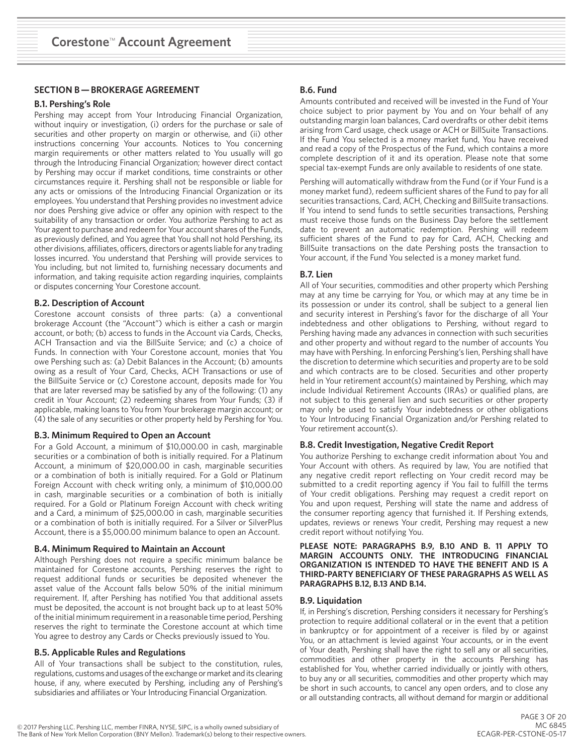# Corestone™ Account Agreement

## SECTION B — BROKERAGE AGREEMENT

### B.1. Pershing's Role

Pershing may accept from Your Introducing Financial Organization, without inquiry or investigation, (i) orders for the purchase or sale of securities and other property on margin or otherwise, and (ii) other instructions concerning Your accounts. Notices to You concerning margin requirements or other matters related to You usually will go through the Introducing Financial Organization; however direct contact by Pershing may occur if market conditions, time constraints or other circumstances require it. Pershing shall not be responsible or liable for any acts or omissions of the Introducing Financial Organization or its employees. You understand that Pershing provides no investment advice nor does Pershing give advice or offer any opinion with respect to the suitability of any transaction or order. You authorize Pershing to act as Your agent to purchase and redeem for Your account shares of the Funds, as previously defined, and You agree that You shall not hold Pershing, its other divisions, affiliates, officers, directors or agents liable for any trading losses incurred. You understand that Pershing will provide services to You including, but not limited to, furnishing necessary documents and information, and taking requisite action regarding inquiries, complaints or disputes concerning Your Corestone account.

### B.2. Description of Account

Corestone account consists of three parts: (a) a conventional brokerage Account (the "Account") which is either a cash or margin account, or both; (b) access to funds in the Account via Cards, Checks, ACH Transaction and via the BillSuite Service; and (c) a choice of Funds. In connection with Your Corestone account, monies that You owe Pershing such as: (a) Debit Balances in the Account; (b) amounts owing as a result of Your Card, Checks, ACH Transactions or use of the BillSuite Service or (c) Corestone account, deposits made for You that are later reversed may be satisfied by any of the following: (1) any credit in Your Account; (2) redeeming shares from Your Funds; (3) if applicable, making loans to You from Your brokerage margin account; or (4) the sale of any securities or other property held by Pershing for You.

### B.3. Minimum Required to Open an Account

For a Gold Account, a minimum of $10,000.00 in cash, marginable securities or a combination of both is initially required. For a Platinum Account, a minimum of $20,000.00 in cash, marginable securities or a combination of both is initially required. For a Gold or Platinum Foreign Account with check writing only, a minimum of $10,000.00 in cash, marginable securities or a combination of both is initially required. For a Gold or Platinum Foreign Account with check writing and a Card, a minimum of $25,000.00 in cash, marginable securities or a combination of both is initially required. For a Silver or SilverPlus Account, there is a $5,000.00 minimum balance to open an Account.

### B.4. Minimum Required to Maintain an Account

Although Pershing does not require a specific minimum balance be maintained for Corestone accounts, Pershing reserves the right to request additional funds or securities be deposited whenever the asset value of the Account falls below 50% of the initial minimum requirement. If, after Pershing has notified You that additional assets must be deposited, the account is not brought back up to at least 50% of the initial minimum requirement in a reasonable time period, Pershing reserves the right to terminate the Corestone account at which time You agree to destroy any Cards or Checks previously issued to You.

### B.5. Applicable Rules and Regulations

All of Your transactions shall be subject to the constitution, rules, regulations, customs and usages of the exchange or market and its clearing house, if any, where executed by Pershing, including any of Pershing's subsidiaries and affiliates or Your Introducing Financial Organization.

### B.6. Fund

Amounts contributed and received will be invested in the Fund of Your choice subject to prior payment by You and on Your behalf of any outstanding margin loan balances, Card overdrafts or other debit items arising from Card usage, check usage or ACH or BillSuite Transactions. If the Fund You selected is a money market fund, You have received and read a copy of the Prospectus of the Fund, which contains a more complete description of it and its operation. Please note that some special tax-exempt Funds are only available to residents of one state.

Pershing will automatically withdraw from the Fund (or if Your Fund is a money market fund), redeem sufficient shares of the Fund to pay for all securities transactions, Card, ACH, Checking and BillSuite transactions. If You intend to send funds to settle securities transactions, Pershing must receive those funds on the Business Day before the settlement date to prevent an automatic redemption. Pershing will redeem sufficient shares of the Fund to pay for Card, ACH, Checking and BillSuite transactions on the date Pershing posts the transaction to Your account, if the Fund You selected is a money market fund.

### B.7. Lien

All of Your securities, commodities and other property which Pershing may at any time be carrying for You, or which may at any time be in its possession or under its control, shall be subject to a general lien and security interest in Pershing's favor for the discharge of all Your indebtedness and other obligations to Pershing, without regard to Pershing having made any advances in connection with such securities and other property and without regard to the number of accounts You may have with Pershing. In enforcing Pershing's lien, Pershing shall have the discretion to determine which securities and property are to be sold and which contracts are to be closed. Securities and other property held in Your retirement account(s) maintained by Pershing, which may include Individual Retirement Accounts (IRAs) or qualified plans, are not subject to this general lien and such securities or other property may only be used to satisfy Your indebtedness or other obligations to Your Introducing Financial Organization and/or Pershing related to Your retirement account(s).

### B.8. Credit Investigation, Negative Credit Report

You authorize Pershing to exchange credit information about You and Your Account with others. As required by law, You are notified that any negative credit report reflecting on Your credit record may be submitted to a credit reporting agency if You fail to fulfill the terms of Your credit obligations. Pershing may request a credit report on You and upon request, Pershing will state the name and address of the consumer reporting agency that furnished it. If Pershing extends, updates, reviews or renews Your credit, Pershing may request a new credit report without notifying You.

**PLEASE NOTE: PARAGRAPHS B.9, B.10 AND B. 11 APPLY TO MARGIN ACCOUNTS ONLY. THE INTRODUCING FINANCIAL ORGANIZATION IS INTENDED TO HAVE THE BENEFIT AND IS A THIRD-PARTY BENEFICIARY OF THESE PARAGRAPHS AS WELL AS PARAGRAPHS B.12, B.13 AND B.14.**

### B.9. Liquidation

If, in Pershing's discretion, Pershing considers it necessary for Pershing's protection to require additional collateral or in the event that a petition in bankruptcy or for appointment of a receiver is filed by or against You, or an attachment is levied against Your accounts, or in the event of Your death, Pershing shall have the right to sell any or all securities, commodities and other property in the accounts Pershing has established for You, whether carried individually or jointly with others, to buy any or all securities, commodities and other property which may be short in such accounts, to cancel any open orders, and to close any or all outstanding contracts, all without demand for margin or additional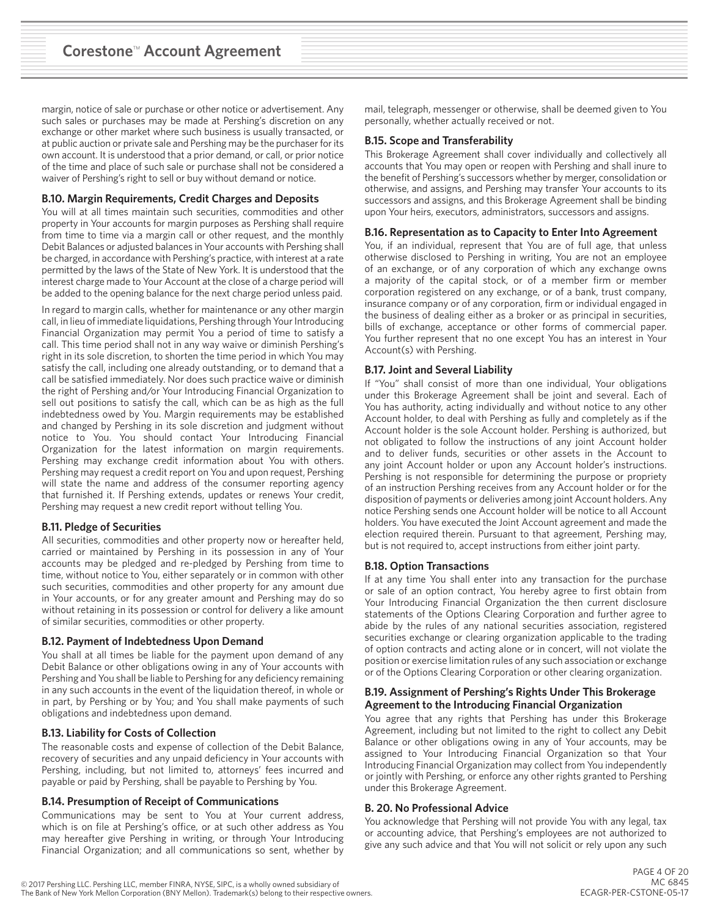margin, notice of sale or purchase or other notice or advertisement. Any such sales or purchases may be made at Pershing's discretion on any exchange or other market where such business is usually transacted, or at public auction or private sale and Pershing may be the purchaser for its own account. It is understood that a prior demand, or call, or prior notice of the time and place of such sale or purchase shall not be considered a waiver of Pershing's right to sell or buy without demand or notice.

### B.10. Margin Requirements, Credit Charges and Deposits

You will at all times maintain such securities, commodities and other property in Your accounts for margin purposes as Pershing shall require from time to time via a margin call or other request, and the monthly Debit Balances or adjusted balances in Your accounts with Pershing shall be charged, in accordance with Pershing's practice, with interest at a rate permitted by the laws of the State of New York. It is understood that the interest charge made to Your Account at the close of a charge period will be added to the opening balance for the next charge period unless paid.

In regard to margin calls, whether for maintenance or any other margin call, in lieu of immediate liquidations, Pershing through Your Introducing Financial Organization may permit You a period of time to satisfy a call. This time period shall not in any way waive or diminish Pershing's right in its sole discretion, to shorten the time period in which You may satisfy the call, including one already outstanding, or to demand that a call be satisfied immediately. Nor does such practice waive or diminish the right of Pershing and/or Your Introducing Financial Organization to sell out positions to satisfy the call, which can be as high as the full indebtedness owed by You. Margin requirements may be established and changed by Pershing in its sole discretion and judgment without notice to You. You should contact Your Introducing Financial Organization for the latest information on margin requirements. Pershing may exchange credit information about You with others. Pershing may request a credit report on You and upon request, Pershing will state the name and address of the consumer reporting agency that furnished it. If Pershing extends, updates or renews Your credit, Pershing may request a new credit report without telling You.

### B.11. Pledge of Securities

All securities, commodities and other property now or hereafter held, carried or maintained by Pershing in its possession in any of Your accounts may be pledged and re-pledged by Pershing from time to time, without notice to You, either separately or in common with other such securities, commodities and other property for any amount due in Your accounts, or for any greater amount and Pershing may do so without retaining in its possession or control for delivery a like amount of similar securities, commodities or other property.

### B.12. Payment of Indebtedness Upon Demand

You shall at all times be liable for the payment upon demand of any Debit Balance or other obligations owing in any of Your accounts with Pershing and You shall be liable to Pershing for any deficiency remaining in any such accounts in the event of the liquidation thereof, in whole or in part, by Pershing or by You; and You shall make payments of such obligations and indebtedness upon demand.

### B.13. Liability for Costs of Collection

The reasonable costs and expense of collection of the Debit Balance, recovery of securities and any unpaid deficiency in Your accounts with Pershing, including, but not limited to, attorneys' fees incurred and payable or paid by Pershing, shall be payable to Pershing by You.

### B.14. Presumption of Receipt of Communications

Communications may be sent to You at Your current address, which is on file at Pershing's office, or at such other address as You may hereafter give Pershing in writing, or through Your Introducing Financial Organization; and all communications so sent, whether by mail, telegraph, messenger or otherwise, shall be deemed given to You personally, whether actually received or not.

### B.15. Scope and Transferability

This Brokerage Agreement shall cover individually and collectively all accounts that You may open or reopen with Pershing and shall inure to the benefit of Pershing's successors whether by merger, consolidation or otherwise, and assigns, and Pershing may transfer Your accounts to its successors and assigns, and this Brokerage Agreement shall be binding upon Your heirs, executors, administrators, successors and assigns.

### B.16. Representation as to Capacity to Enter Into Agreement

You, if an individual, represent that You are of full age, that unless otherwise disclosed to Pershing in writing, You are not an employee of an exchange, or of any corporation of which any exchange owns a majority of the capital stock, or of a member firm or member corporation registered on any exchange, or of a bank, trust company, insurance company or of any corporation, firm or individual engaged in the business of dealing either as a broker or as principal in securities, bills of exchange, acceptance or other forms of commercial paper. You further represent that no one except You has an interest in Your Account(s) with Pershing.

### B.17. Joint and Several Liability

If "You" shall consist of more than one individual, Your obligations under this Brokerage Agreement shall be joint and several. Each of You has authority, acting individually and without notice to any other Account holder, to deal with Pershing as fully and completely as if the Account holder is the sole Account holder. Pershing is authorized, but not obligated to follow the instructions of any joint Account holder and to deliver funds, securities or other assets in the Account to any joint Account holder or upon any Account holder's instructions. Pershing is not responsible for determining the purpose or propriety of an instruction Pershing receives from any Account holder or for the disposition of payments or deliveries among joint Account holders. Any notice Pershing sends one Account holder will be notice to all Account holders. You have executed the Joint Account agreement and made the election required therein. Pursuant to that agreement, Pershing may, but is not required to, accept instructions from either joint party.

### B.18. Option Transactions

If at any time You shall enter into any transaction for the purchase or sale of an option contract, You hereby agree to first obtain from Your Introducing Financial Organization the then current disclosure statements of the Options Clearing Corporation and further agree to abide by the rules of any national securities association, registered securities exchange or clearing organization applicable to the trading of option contracts and acting alone or in concert, will not violate the position or exercise limitation rules of any such association or exchange or of the Options Clearing Corporation or other clearing organization.

### B.19. Assignment of Pershing's Rights Under This Brokerage Agreement to the Introducing Financial Organization

You agree that any rights that Pershing has under this Brokerage Agreement, including but not limited to the right to collect any Debit Balance or other obligations owing in any of Your accounts, may be assigned to Your Introducing Financial Organization so that Your Introducing Financial Organization may collect from You independently or jointly with Pershing, or enforce any other rights granted to Pershing under this Brokerage Agreement.

### B. 20. No Professional Advice

You acknowledge that Pershing will not provide You with any legal, tax or accounting advice, that Pershing's employees are not authorized to give any such advice and that You will not solicit or rely upon any such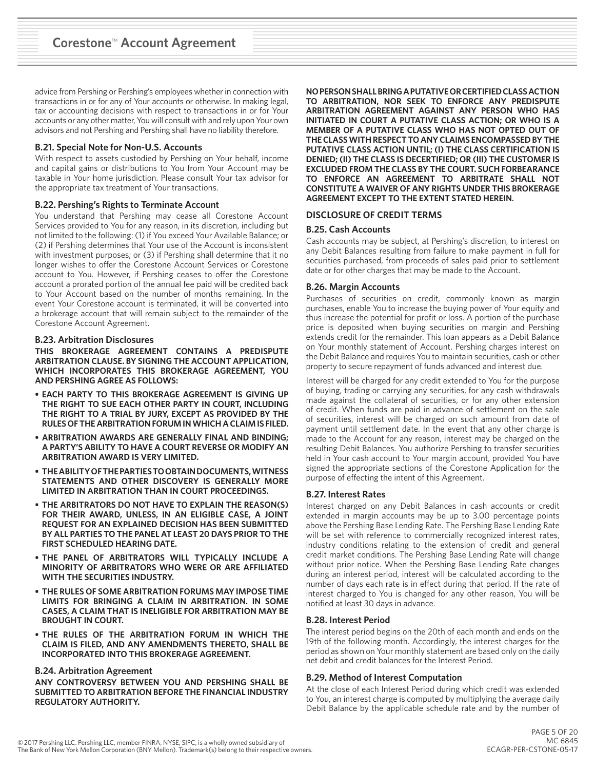advice from Pershing or Pershing's employees whether in connection with transactions in or for any of Your accounts or otherwise. In making legal, tax or accounting decisions with respect to transactions in or for Your accounts or any other matter, You will consult with and rely upon Your own advisors and not Pershing and Pershing shall have no liability therefore.

### B.21. Special Note for Non-U.S. Accounts

With respect to assets custodied by Pershing on Your behalf, income and capital gains or distributions to You from Your Account may be taxable in Your home jurisdiction. Please consult Your tax advisor for the appropriate tax treatment of Your transactions.

### B.22. Pershing's Rights to Terminate Account

You understand that Pershing may cease all Corestone Account Services provided to You for any reason, in its discretion, including but not limited to the following: (1) if You exceed Your Available Balance; or (2) if Pershing determines that Your use of the Account is inconsistent with investment purposes; or (3) if Pershing shall determine that it no longer wishes to offer the Corestone Account Services or Corestone account to You. However, if Pershing ceases to offer the Corestone account a prorated portion of the annual fee paid will be credited back to Your Account based on the number of months remaining. In the event Your Corestone account is terminated, it will be converted into a brokerage account that will remain subject to the remainder of the Corestone Account Agreement.

### B.23. Arbitration Disclosures

**THIS BROKERAGE AGREEMENT CONTAINS A PREDISPUTE ARBITRATION CLAUSE. BY SIGNING THE ACCOUNT APPLICATION, WHICH INCORPORATES THIS BROKERAGE AGREEMENT, YOU AND PERSHING AGREE AS FOLLOWS:**

- **EACH PARTY TO THIS BROKERAGE AGREEMENT IS GIVING UP THE RIGHT TO SUE EACH OTHER PARTY IN COURT, INCLUDING THE RIGHT TO A TRIAL BY JURY, EXCEPT AS PROVIDED BY THE RULES OF THE ARBITRATION FORUM IN WHICH A CLAIM IS FILED.**
- **ARBITRATION AWARDS ARE GENERALLY FINAL AND BINDING; A PARTY'S ABILITY TO HAVE A COURT REVERSE OR MODIFY AN ARBITRATION AWARD IS VERY LIMITED.**
- **THE ABILITY OF THE PARTIES TO OBTAIN DOCUMENTS, WITNESS STATEMENTS AND OTHER DISCOVERY IS GENERALLY MORE LIMITED IN ARBITRATION THAN IN COURT PROCEEDINGS.**
- **THE ARBITRATORS DO NOT HAVE TO EXPLAIN THE REASON(S) FOR THEIR AWARD, UNLESS, IN AN ELIGIBLE CASE, A JOINT REQUEST FOR AN EXPLAINED DECISION HAS BEEN SUBMITTED BY ALL PARTIES TO THE PANEL AT LEAST 20 DAYS PRIOR TO THE FIRST SCHEDULED HEARING DATE.**
- **THE PANEL OF ARBITRATORS WILL TYPICALLY INCLUDE A MINORITY OF ARBITRATORS WHO WERE OR ARE AFFILIATED WITH THE SECURITIES INDUSTRY.**
- **THE RULES OF SOME ARBITRATION FORUMS MAY IMPOSE TIME LIMITS FOR BRINGING A CLAIM IN ARBITRATION. IN SOME CASES, A CLAIM THAT IS INELIGIBLE FOR ARBITRATION MAY BE BROUGHT IN COURT.**
- **THE RULES OF THE ARBITRATION FORUM IN WHICH THE CLAIM IS FILED, AND ANY AMENDMENTS THERETO, SHALL BE INCORPORATED INTO THIS BROKERAGE AGREEMENT.**

### B.24. Arbitration Agreement

**ANY CONTROVERSY BETWEEN YOU AND PERSHING SHALL BE SUBMITTED TO ARBITRATION BEFORE THE FINANCIAL INDUSTRY REGULATORY AUTHORITY.**

**NO PERSON SHALL BRING A PUTATIVE OR CERTIFIED CLASS ACTION TO ARBITRATION, NOR SEEK TO ENFORCE ANY PREDISPUTE ARBITRATION AGREEMENT AGAINST ANY PERSON WHO HAS INITIATED IN COURT A PUTATIVE CLASS ACTION; OR WHO IS A MEMBER OF A PUTATIVE CLASS WHO HAS NOT OPTED OUT OF THE CLASS WITH RESPECT TO ANY CLAIMS ENCOMPASSED BY THE PUTATIVE CLASS ACTION UNTIL; (I) THE CLASS CERTIFICATION IS DENIED; (II) THE CLASS IS DECERTIFIED; OR (III) THE CUSTOMER IS EXCLUDED FROM THE CLASS BY THE COURT. SUCH FORBEARANCE TO ENFORCE AN AGREEMENT TO ARBITRATE SHALL NOT CONSTITUTE A WAIVER OF ANY RIGHTS UNDER THIS BROKERAGE AGREEMENT EXCEPT TO THE EXTENT STATED HEREIN.**

## DISCLOSURE OF CREDIT TERMS

### B.25. Cash Accounts

Cash accounts may be subject, at Pershing's discretion, to interest on any Debit Balances resulting from failure to make payment in full for securities purchased, from proceeds of sales paid prior to settlement date or for other charges that may be made to the Account.

### B.26. Margin Accounts

Purchases of securities on credit, commonly known as margin purchases, enable You to increase the buying power of Your equity and thus increase the potential for profit or loss. A portion of the purchase price is deposited when buying securities on margin and Pershing extends credit for the remainder. This loan appears as a Debit Balance on Your monthly statement of Account. Pershing charges interest on the Debit Balance and requires You to maintain securities, cash or other property to secure repayment of funds advanced and interest due.

Interest will be charged for any credit extended to You for the purpose of buying, trading or carrying any securities, for any cash withdrawals made against the collateral of securities, or for any other extension of credit. When funds are paid in advance of settlement on the sale of securities, interest will be charged on such amount from date of payment until settlement date. In the event that any other charge is made to the Account for any reason, interest may be charged on the resulting Debit Balances. You authorize Pershing to transfer securities held in Your cash account to Your margin account, provided You have signed the appropriate sections of the Corestone Application for the purpose of effecting the intent of this Agreement.

### B.27. Interest Rates

Interest charged on any Debit Balances in cash accounts or credit extended in margin accounts may be up to 3.00 percentage points above the Pershing Base Lending Rate. The Pershing Base Lending Rate will be set with reference to commercially recognized interest rates, industry conditions relating to the extension of credit and general credit market conditions. The Pershing Base Lending Rate will change without prior notice. When the Pershing Base Lending Rate changes during an interest period, interest will be calculated according to the number of days each rate is in effect during that period. If the rate of interest charged to You is changed for any other reason, You will be notified at least 30 days in advance.

### B.28. Interest Period

The interest period begins on the 20th of each month and ends on the 19th of the following month. Accordingly, the interest charges for the period as shown on Your monthly statement are based only on the daily net debit and credit balances for the Interest Period.

### B.29. Method of Interest Computation

At the close of each Interest Period during which credit was extended to You, an interest charge is computed by multiplying the average daily Debit Balance by the applicable schedule rate and by the number of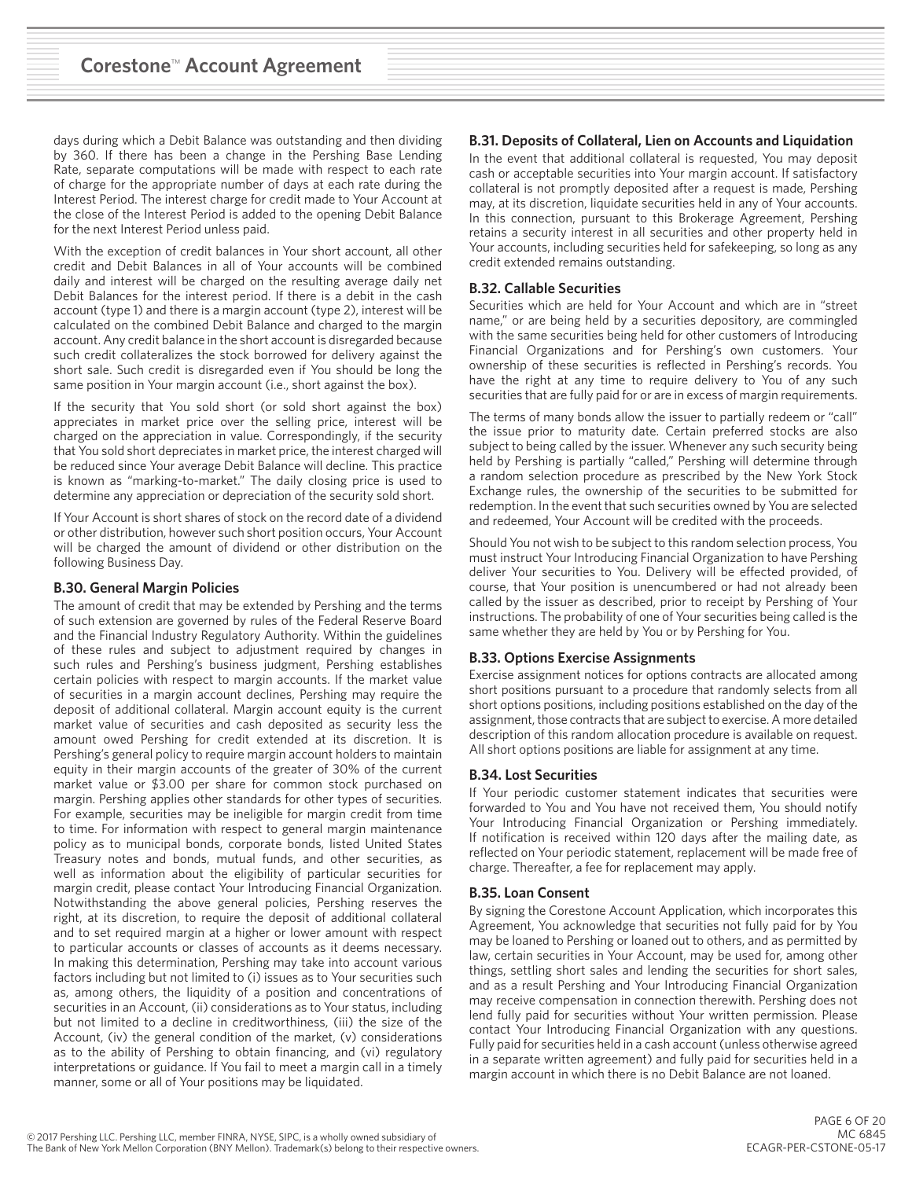days during which a Debit Balance was outstanding and then dividing by 360. If there has been a change in the Pershing Base Lending Rate, separate computations will be made with respect to each rate of charge for the appropriate number of days at each rate during the Interest Period. The interest charge for credit made to Your Account at the close of the Interest Period is added to the opening Debit Balance for the next Interest Period unless paid.

With the exception of credit balances in Your short account, all other credit and Debit Balances in all of Your accounts will be combined daily and interest will be charged on the resulting average daily net Debit Balances for the interest period. If there is a debit in the cash account (type 1) and there is a margin account (type 2), interest will be calculated on the combined Debit Balance and charged to the margin account. Any credit balance in the short account is disregarded because such credit collateralizes the stock borrowed for delivery against the short sale. Such credit is disregarded even if You should be long the same position in Your margin account (i.e., short against the box).

If the security that You sold short (or sold short against the box) appreciates in market price over the selling price, interest will be charged on the appreciation in value. Correspondingly, if the security that You sold short depreciates in market price, the interest charged will be reduced since Your average Debit Balance will decline. This practice is known as "marking-to-market." The daily closing price is used to determine any appreciation or depreciation of the security sold short.

If Your Account is short shares of stock on the record date of a dividend or other distribution, however such short position occurs, Your Account will be charged the amount of dividend or other distribution on the following Business Day.

### B.30. General Margin Policies

The amount of credit that may be extended by Pershing and the terms of such extension are governed by rules of the Federal Reserve Board and the Financial Industry Regulatory Authority. Within the guidelines of these rules and subject to adjustment required by changes in such rules and Pershing's business judgment, Pershing establishes certain policies with respect to margin accounts. If the market value of securities in a margin account declines, Pershing may require the deposit of additional collateral. Margin account equity is the current market value of securities and cash deposited as security less the amount owed Pershing for credit extended at its discretion. It is Pershing's general policy to require margin account holders to maintain equity in their margin accounts of the greater of 30% of the current market value or $3.00 per share for common stock purchased on margin. Pershing applies other standards for other types of securities. For example, securities may be ineligible for margin credit from time to time. For information with respect to general margin maintenance policy as to municipal bonds, corporate bonds, listed United States Treasury notes and bonds, mutual funds, and other securities, as well as information about the eligibility of particular securities for margin credit, please contact Your Introducing Financial Organization. Notwithstanding the above general policies, Pershing reserves the right, at its discretion, to require the deposit of additional collateral and to set required margin at a higher or lower amount with respect to particular accounts or classes of accounts as it deems necessary. In making this determination, Pershing may take into account various factors including but not limited to (i) issues as to Your securities such as, among others, the liquidity of a position and concentrations of securities in an Account, (ii) considerations as to Your status, including but not limited to a decline in creditworthiness, (iii) the size of the Account, (iv) the general condition of the market, (v) considerations as to the ability of Pershing to obtain financing, and (vi) regulatory interpretations or guidance. If You fail to meet a margin call in a timely manner, some or all of Your positions may be liquidated.

### B.31. Deposits of Collateral, Lien on Accounts and Liquidation

In the event that additional collateral is requested, You may deposit cash or acceptable securities into Your margin account. If satisfactory collateral is not promptly deposited after a request is made, Pershing may, at its discretion, liquidate securities held in any of Your accounts. In this connection, pursuant to this Brokerage Agreement, Pershing retains a security interest in all securities and other property held in Your accounts, including securities held for safekeeping, so long as any credit extended remains outstanding.

### B.32. Callable Securities

Securities which are held for Your Account and which are in "street name," or are being held by a securities depository, are commingled with the same securities being held for other customers of Introducing Financial Organizations and for Pershing's own customers. Your ownership of these securities is reflected in Pershing's records. You have the right at any time to require delivery to You of any such securities that are fully paid for or are in excess of margin requirements.

The terms of many bonds allow the issuer to partially redeem or "call" the issue prior to maturity date. Certain preferred stocks are also subject to being called by the issuer. Whenever any such security being held by Pershing is partially "called," Pershing will determine through a random selection procedure as prescribed by the New York Stock Exchange rules, the ownership of the securities to be submitted for redemption. In the event that such securities owned by You are selected and redeemed, Your Account will be credited with the proceeds.

Should You not wish to be subject to this random selection process, You must instruct Your Introducing Financial Organization to have Pershing deliver Your securities to You. Delivery will be effected provided, of course, that Your position is unencumbered or had not already been called by the issuer as described, prior to receipt by Pershing of Your instructions. The probability of one of Your securities being called is the same whether they are held by You or by Pershing for You.

### B.33. Options Exercise Assignments

Exercise assignment notices for options contracts are allocated among short positions pursuant to a procedure that randomly selects from all short options positions, including positions established on the day of the assignment, those contracts that are subject to exercise. A more detailed description of this random allocation procedure is available on request. All short options positions are liable for assignment at any time.

### B.34. Lost Securities

If Your periodic customer statement indicates that securities were forwarded to You and You have not received them, You should notify Your Introducing Financial Organization or Pershing immediately. If notification is received within 120 days after the mailing date, as reflected on Your periodic statement, replacement will be made free of charge. Thereafter, a fee for replacement may apply.

### B.35. Loan Consent

By signing the Corestone Account Application, which incorporates this Agreement, You acknowledge that securities not fully paid for by You may be loaned to Pershing or loaned out to others, and as permitted by law, certain securities in Your Account, may be used for, among other things, settling short sales and lending the securities for short sales, and as a result Pershing and Your Introducing Financial Organization may receive compensation in connection therewith. Pershing does not lend fully paid for securities without Your written permission. Please contact Your Introducing Financial Organization with any questions. Fully paid for securities held in a cash account (unless otherwise agreed in a separate written agreement) and fully paid for securities held in a margin account in which there is no Debit Balance are not loaned.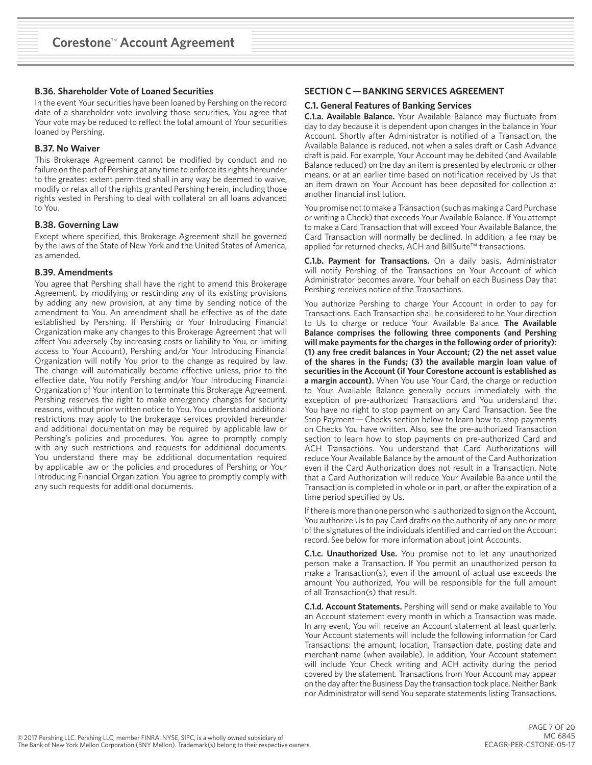### B.36. Shareholder Vote of Loaned Securities

In the event Your securities have been loaned by Pershing on the record date of a shareholder vote involving those securities, You agree that Your vote may be reduced to reflect the total amount of Your securities loaned by Pershing.

### B.37. No Waiver

This Brokerage Agreement cannot be modified by conduct and no failure on the part of Pershing at any time to enforce its rights hereunder to the greatest extent permitted shall in any way be deemed to waive, modify or relax all of the rights granted Pershing herein, including those rights vested in Pershing to deal with collateral on all loans advanced to You.

### B.38. Governing Law

Except where specified, this Brokerage Agreement shall be governed by the laws of the State of New York and the United States of America, as amended.

### B.39. Amendments

You agree that Pershing shall have the right to amend this Brokerage Agreement, by modifying or rescinding any of its existing provisions by adding any new provision, at any time by sending notice of the amendment to You. An amendment shall be effective as of the date established by Pershing. If Pershing or Your Introducing Financial Organization make any changes to this Brokerage Agreement that will affect You adversely (by increasing costs or liability to You, or limiting access to Your Account), Pershing and/or Your Introducing Financial Organization will notify You prior to the change as required by law. The change will automatically become effective unless, prior to the effective date, You notify Pershing and/or Your Introducing Financial Organization of Your intention to terminate this Brokerage Agreement. Pershing reserves the right to make emergency changes for security reasons, without prior written notice to You. You understand additional restrictions may apply to the brokerage services provided hereunder and additional documentation may be required by applicable law or Pershing's policies and procedures. You agree to promptly comply with any such restrictions and requests for additional documents. You understand there may be additional documentation required by applicable law or the policies and procedures of Pershing or Your Introducing Financial Organization. You agree to promptly comply with any such requests for additional documents.

## SECTION C — BANKING SERVICES AGREEMENT

### C.1. General Features of Banking Services

**C.1.a. Available Balance.** Your Available Balance may fluctuate from day to day because it is dependent upon changes in the balance in Your Account. Shortly after Administrator is notified of a Transaction, the Available Balance is reduced, not when a sales draft or Cash Advance draft is paid. For example, Your Account may be debited (and Available Balance reduced) on the day an item is presented by electronic or other means, or at an earlier time based on notification received by Us that an item drawn on Your Account has been deposited for collection at another financial institution.

You promise not to make a Transaction (such as making a Card Purchase or writing a Check) that exceeds Your Available Balance. If You attempt to make a Card Transaction that will exceed Your Available Balance, the Card Transaction will normally be declined. In addition, a fee may be applied for returned checks, ACH and BillSuite™ transactions.

**C.1.b. Payment for Transactions.** On a daily basis, Administrator will notify Pershing of the Transactions on Your Account of which Administrator becomes aware. Your behalf on each Business Day that Pershing receives notice of the Transactions.

You authorize Pershing to charge Your Account in order to pay for Transactions. Each Transaction shall be considered to be Your direction to Us to charge or reduce Your Available Balance. **The Available Balance comprises the following three components (and Pershing will make payments for the charges in the following order of priority): (1) any free credit balances in Your Account; (2) the net asset value of the shares in the Funds; (3) the available margin loan value of securities in the Account (if Your Corestone account is established as a margin account).** When You use Your Card, the charge or reduction to Your Available Balance generally occurs immediately with the exception of pre-authorized Transactions and You understand that You have no right to stop payment on any Card Transaction. See the Stop Payment — Checks section below to learn how to stop payments on Checks You have written. Also, see the pre-authorized Transaction section to learn how to stop payments on pre-authorized Card and ACH Transactions. You understand that Card Authorizations will reduce Your Available Balance by the amount of the Card Authorization even if the Card Authorization does not result in a Transaction. Note that a Card Authorization will reduce Your Available Balance until the Transaction is completed in whole or in part, or after the expiration of a time period specified by Us.

If there is more than one person who is authorized to sign on the Account, You authorize Us to pay Card drafts on the authority of any one or more of the signatures of the individuals identified and carried on the Account record. See below for more information about joint Accounts.

**C.1.c. Unauthorized Use.** You promise not to let any unauthorized person make a Transaction. If You permit an unauthorized person to make a Transaction(s), even if the amount of actual use exceeds the amount You authorized, You will be responsible for the full amount of all Transaction(s) that result.

**C.1.d. Account Statements.** Pershing will send or make available to You an Account statement every month in which a Transaction was made. In any event, You will receive an Account statement at least quarterly. Your Account statements will include the following information for Card Transactions: the amount, location, Transaction date, posting date and merchant name (when available). In addition, Your Account statement will include Your Check writing and ACH activity during the period covered by the statement. Transactions from Your Account may appear on the day after the Business Day the transaction took place. Neither Bank nor Administrator will send You separate statements listing Transactions.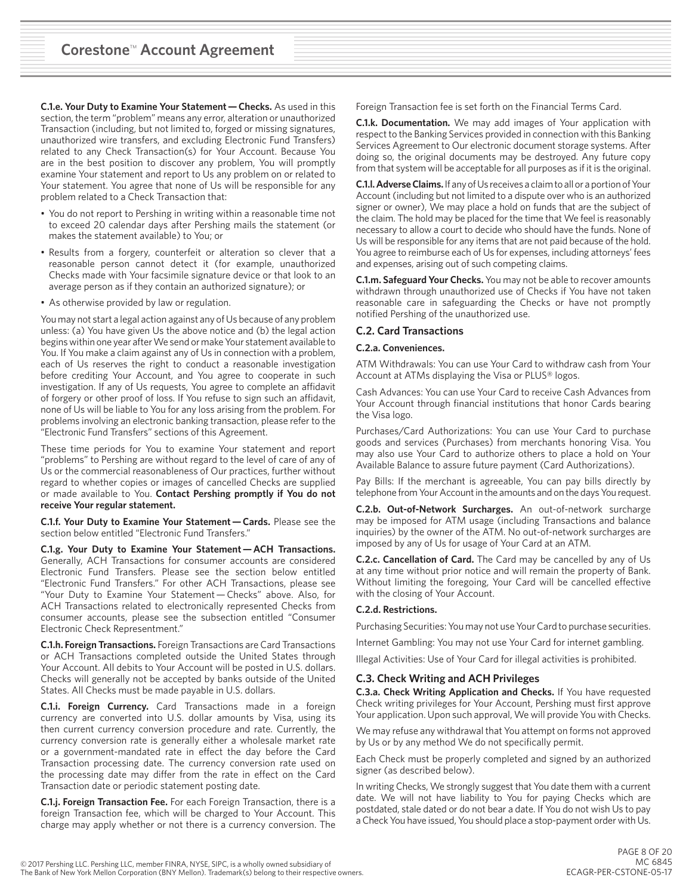**C.1.e. Your Duty to Examine Your Statement — Checks.** As used in this section, the term "problem" means any error, alteration or unauthorized Transaction (including, but not limited to, forged or missing signatures, unauthorized wire transfers, and excluding Electronic Fund Transfers) related to any Check Transaction(s) for Your Account. Because You are in the best position to discover any problem, You will promptly examine Your statement and report to Us any problem on or related to Your statement. You agree that none of Us will be responsible for any problem related to a Check Transaction that:

- You do not report to Pershing in writing within a reasonable time not to exceed 20 calendar days after Pershing mails the statement (or makes the statement available) to You; or
- Results from a forgery, counterfeit or alteration so clever that a reasonable person cannot detect it (for example, unauthorized Checks made with Your facsimile signature device or that look to an average person as if they contain an authorized signature); or
- As otherwise provided by law or regulation.

You may not start a legal action against any of Us because of any problem unless: (a) You have given Us the above notice and (b) the legal action begins within one year after We send or make Your statement available to You. If You make a claim against any of Us in connection with a problem, each of Us reserves the right to conduct a reasonable investigation before crediting Your Account, and You agree to cooperate in such investigation. If any of Us requests, You agree to complete an affidavit of forgery or other proof of loss. If You refuse to sign such an affidavit, none of Us will be liable to You for any loss arising from the problem. For problems involving an electronic banking transaction, please refer to the "Electronic Fund Transfers" sections of this Agreement.

These time periods for You to examine Your statement and report "problems" to Pershing are without regard to the level of care of any of Us or the commercial reasonableness of Our practices, further without regard to whether copies or images of cancelled Checks are supplied or made available to You. **Contact Pershing promptly if You do not receive Your regular statement.**

**C.1.f. Your Duty to Examine Your Statement — Cards.** Please see the section below entitled "Electronic Fund Transfers."

**C.1.g. Your Duty to Examine Your Statement — ACH Transactions.** Generally, ACH Transactions for consumer accounts are considered Electronic Fund Transfers. Please see the section below entitled "Electronic Fund Transfers." For other ACH Transactions, please see "Your Duty to Examine Your Statement — Checks" above. Also, for ACH Transactions related to electronically represented Checks from consumer accounts, please see the subsection entitled "Consumer Electronic Check Representment."

**C.1.h. Foreign Transactions.** Foreign Transactions are Card Transactions or ACH Transactions completed outside the United States through Your Account. All debits to Your Account will be posted in U.S. dollars. Checks will generally not be accepted by banks outside of the United States. All Checks must be made payable in U.S. dollars.

**C.1.i. Foreign Currency.** Card Transactions made in a foreign currency are converted into U.S. dollar amounts by Visa, using its then current currency conversion procedure and rate. Currently, the currency conversion rate is generally either a wholesale market rate or a government-mandated rate in effect the day before the Card Transaction processing date. The currency conversion rate used on the processing date may differ from the rate in effect on the Card Transaction date or periodic statement posting date.

**C.1.j. Foreign Transaction Fee.** For each Foreign Transaction, there is a foreign Transaction fee, which will be charged to Your Account. This charge may apply whether or not there is a currency conversion. The Foreign Transaction fee is set forth on the Financial Terms Card.

**C.1.k. Documentation.** We may add images of Your application with respect to the Banking Services provided in connection with this Banking Services Agreement to Our electronic document storage systems. After doing so, the original documents may be destroyed. Any future copy from that system will be acceptable for all purposes as if it is the original.

**C.1.l. Adverse Claims.** If any of Us receives a claim to all or a portion of Your Account (including but not limited to a dispute over who is an authorized signer or owner), We may place a hold on funds that are the subject of the claim. The hold may be placed for the time that We feel is reasonably necessary to allow a court to decide who should have the funds. None of Us will be responsible for any items that are not paid because of the hold. You agree to reimburse each of Us for expenses, including attorneys' fees and expenses, arising out of such competing claims.

**C.1.m. Safeguard Your Checks.** You may not be able to recover amounts withdrawn through unauthorized use of Checks if You have not taken reasonable care in safeguarding the Checks or have not promptly notified Pershing of the unauthorized use.

### C.2. Card Transactions

**C.2.a. Conveniences.**

ATM Withdrawals: You can use Your Card to withdraw cash from Your Account at ATMs displaying the Visa or PLUS® logos.

Cash Advances: You can use Your Card to receive Cash Advances from Your Account through financial institutions that honor Cards bearing the Visa logo.

Purchases/Card Authorizations: You can use Your Card to purchase goods and services (Purchases) from merchants honoring Visa. You may also use Your Card to authorize others to place a hold on Your Available Balance to assure future payment (Card Authorizations).

Pay Bills: If the merchant is agreeable, You can pay bills directly by telephone from Your Account in the amounts and on the days You request.

**C.2.b. Out-of-Network Surcharges.** An out-of-network surcharge may be imposed for ATM usage (including Transactions and balance inquiries) by the owner of the ATM. No out-of-network surcharges are imposed by any of Us for usage of Your Card at an ATM.

**C.2.c. Cancellation of Card.** The Card may be cancelled by any of Us at any time without prior notice and will remain the property of Bank. Without limiting the foregoing, Your Card will be cancelled effective with the closing of Your Account.

**C.2.d. Restrictions.**

Purchasing Securities: You may not use Your Card to purchase securities.

Internet Gambling: You may not use Your Card for internet gambling.

Illegal Activities: Use of Your Card for illegal activities is prohibited.

### C.3. Check Writing and ACH Privileges

**C.3.a. Check Writing Application and Checks.** If You have requested Check writing privileges for Your Account, Pershing must first approve Your application. Upon such approval, We will provide You with Checks.

We may refuse any withdrawal that You attempt on forms not approved by Us or by any method We do not specifically permit.

Each Check must be properly completed and signed by an authorized signer (as described below).

In writing Checks, We strongly suggest that You date them with a current date. We will not have liability to You for paying Checks which are postdated, stale dated or do not bear a date. If You do not wish Us to pay a Check You have issued, You should place a stop-payment order with Us.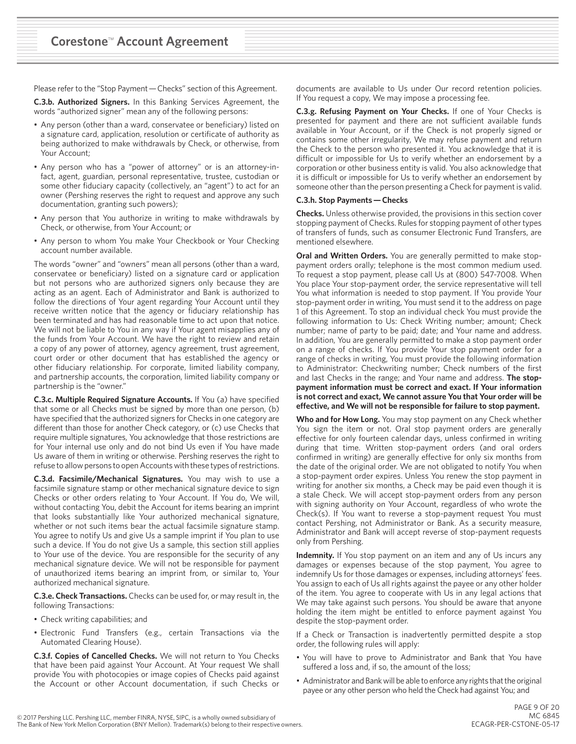Please refer to the "Stop Payment — Checks" section of this Agreement.

**C.3.b. Authorized Signers.** In this Banking Services Agreement, the words "authorized signer" mean any of the following persons:

- Any person (other than a ward, conservatee or beneficiary) listed on a signature card, application, resolution or certificate of authority as being authorized to make withdrawals by Check, or otherwise, from Your Account;
- Any person who has a "power of attorney" or is an attorney-in-fact, agent, guardian, personal representative, trustee, custodian or some other fiduciary capacity (collectively, an "agent") to act for an owner (Pershing reserves the right to request and approve any such documentation, granting such powers);
- Any person that You authorize in writing to make withdrawals by Check, or otherwise, from Your Account; or
- Any person to whom You make Your Checkbook or Your Checking account number available.

The words "owner" and "owners" mean all persons (other than a ward, conservatee or beneficiary) listed on a signature card or application but not persons who are authorized signers only because they are acting as an agent. Each of Administrator and Bank is authorized to follow the directions of Your agent regarding Your Account until they receive written notice that the agency or fiduciary relationship has been terminated and has had reasonable time to act upon that notice. We will not be liable to You in any way if Your agent misapplies any of the funds from Your Account. We have the right to review and retain a copy of any power of attorney, agency agreement, trust agreement, court order or other document that has established the agency or other fiduciary relationship. For corporate, limited liability company, and partnership accounts, the corporation, limited liability company or partnership is the "owner."

**C.3.c. Multiple Required Signature Accounts.** If You (a) have specified that some or all Checks must be signed by more than one person, (b) have specified that the authorized signers for Checks in one category are different than those for another Check category, or (c) use Checks that require multiple signatures, You acknowledge that those restrictions are for Your internal use only and do not bind Us even if You have made Us aware of them in writing or otherwise. Pershing reserves the right to refuse to allow persons to open Accounts with these types of restrictions.

**C.3.d. Facsimile/Mechanical Signatures.** You may wish to use a facsimile signature stamp or other mechanical signature device to sign Checks or other orders relating to Your Account. If You do, We will, without contacting You, debit the Account for items bearing an imprint that looks substantially like Your authorized mechanical signature, whether or not such items bear the actual facsimile signature stamp. You agree to notify Us and give Us a sample imprint if You plan to use such a device. If You do not give Us a sample, this section still applies to Your use of the device. You are responsible for the security of any mechanical signature device. We will not be responsible for payment of unauthorized items bearing an imprint from, or similar to, Your authorized mechanical signature.

**C.3.e. Check Transactions.** Checks can be used for, or may result in, the following Transactions:

- Check writing capabilities; and
- Electronic Fund Transfers (e.g., certain Transactions via the Automated Clearing House).

**C.3.f. Copies of Cancelled Checks.** We will not return to You Checks that have been paid against Your Account. At Your request We shall provide You with photocopies or image copies of Checks paid against the Account or other Account documentation, if such Checks or documents are available to Us under Our record retention policies. If You request a copy, We may impose a processing fee.

**C.3.g. Refusing Payment on Your Checks.** If one of Your Checks is presented for payment and there are not sufficient available funds available in Your Account, or if the Check is not properly signed or contains some other irregularity, We may refuse payment and return the Check to the person who presented it. You acknowledge that it is difficult or impossible for Us to verify whether an endorsement by a corporation or other business entity is valid. You also acknowledge that it is difficult or impossible for Us to verify whether an endorsement by someone other than the person presenting a Check for payment is valid.

**C.3.h. Stop Payments — Checks**

**Checks.** Unless otherwise provided, the provisions in this section cover stopping payment of Checks. Rules for stopping payment of other types of transfers of funds, such as consumer Electronic Fund Transfers, are mentioned elsewhere.

**Oral and Written Orders.** You are generally permitted to make stop-payment orders orally; telephone is the most common medium used. To request a stop payment, please call Us at (800) 547-7008. When You place Your stop-payment order, the service representative will tell You what information is needed to stop payment. If You provide Your stop-payment order in writing, You must send it to the address on page 1 of this Agreement. To stop an individual check You must provide the following information to Us: Check Writing number; amount; Check number; name of party to be paid; date; and Your name and address. In addition, You are generally permitted to make a stop payment order on a range of checks. If You provide Your stop payment order for a range of checks in writing, You must provide the following information to Administrator: Checkwriting number; Check numbers of the first and last Checks in the range; and Your name and address. **The stop-payment information must be correct and exact. If Your information is not correct and exact, We cannot assure You that Your order will be effective, and We will not be responsible for failure to stop payment.**

**Who and for How Long.** You may stop payment on any Check whether You sign the item or not. Oral stop payment orders are generally effective for only fourteen calendar days, unless confirmed in writing during that time. Written stop-payment orders (and oral orders confirmed in writing) are generally effective for only six months from the date of the original order. We are not obligated to notify You when a stop-payment order expires. Unless You renew the stop payment in writing for another six months, a Check may be paid even though it is a stale Check. We will accept stop-payment orders from any person with signing authority on Your Account, regardless of who wrote the Check(s). If You want to reverse a stop-payment request You must contact Pershing, not Administrator or Bank. As a security measure, Administrator and Bank will accept reverse of stop-payment requests only from Pershing.

**Indemnity.** If You stop payment on an item and any of Us incurs any damages or expenses because of the stop payment, You agree to indemnify Us for those damages or expenses, including attorneys' fees. You assign to each of Us all rights against the payee or any other holder of the item. You agree to cooperate with Us in any legal actions that We may take against such persons. You should be aware that anyone holding the item might be entitled to enforce payment against You despite the stop-payment order.

If a Check or Transaction is inadvertently permitted despite a stop order, the following rules will apply:

- You will have to prove to Administrator and Bank that You have suffered a loss and, if so, the amount of the loss;
- Administrator and Bank will be able to enforce any rights that the original payee or any other person who held the Check had against You; and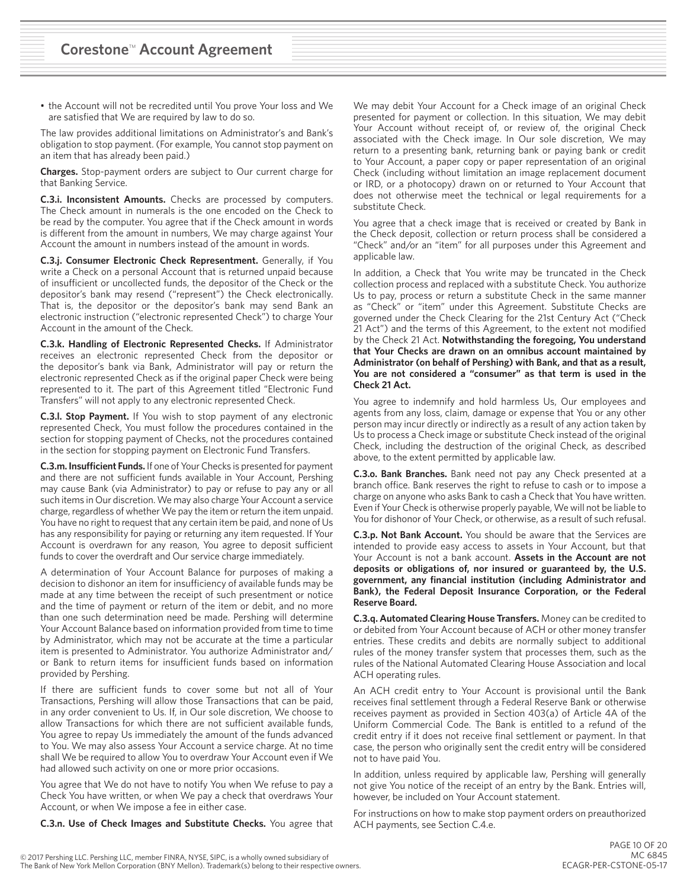- the Account will not be recredited until You prove Your loss and We are satisfied that We are required by law to do so.

The law provides additional limitations on Administrator's and Bank's obligation to stop payment. (For example, You cannot stop payment on an item that has already been paid.)

**Charges.** Stop-payment orders are subject to Our current charge for that Banking Service.

**C.3.i. Inconsistent Amounts.** Checks are processed by computers. The Check amount in numerals is the one encoded on the Check to be read by the computer. You agree that if the Check amount in words is different from the amount in numbers, We may charge against Your Account the amount in numbers instead of the amount in words.

**C.3.j. Consumer Electronic Check Representment.** Generally, if You write a Check on a personal Account that is returned unpaid because of insufficient or uncollected funds, the depositor of the Check or the depositor's bank may resend ("represent") the Check electronically. That is, the depositor or the depositor's bank may send Bank an electronic instruction ("electronic represented Check") to charge Your Account in the amount of the Check.

**C.3.k. Handling of Electronic Represented Checks.** If Administrator receives an electronic represented Check from the depositor or the depositor's bank via Bank, Administrator will pay or return the electronic represented Check as if the original paper Check were being represented to it. The part of this Agreement titled "Electronic Fund Transfers" will not apply to any electronic represented Check.

**C.3.l. Stop Payment.** If You wish to stop payment of any electronic represented Check, You must follow the procedures contained in the section for stopping payment of Checks, not the procedures contained in the section for stopping payment on Electronic Fund Transfers.

**C.3.m. Insufficient Funds.** If one of Your Checks is presented for payment and there are not sufficient funds available in Your Account, Pershing may cause Bank (via Administrator) to pay or refuse to pay any or all such items in Our discretion. We may also charge Your Account a service charge, regardless of whether We pay the item or return the item unpaid. You have no right to request that any certain item be paid, and none of Us has any responsibility for paying or returning any item requested. If Your Account is overdrawn for any reason, You agree to deposit sufficient funds to cover the overdraft and Our service charge immediately.

A determination of Your Account Balance for purposes of making a decision to dishonor an item for insufficiency of available funds may be made at any time between the receipt of such presentment or notice and the time of payment or return of the item or debit, and no more than one such determination need be made. Pershing will determine Your Account Balance based on information provided from time to time by Administrator, which may not be accurate at the time a particular item is presented to Administrator. You authorize Administrator and/or Bank to return items for insufficient funds based on information provided by Pershing.

If there are sufficient funds to cover some but not all of Your Transactions, Pershing will allow those Transactions that can be paid, in any order convenient to Us. If, in Our sole discretion, We choose to allow Transactions for which there are not sufficient available funds, You agree to repay Us immediately the amount of the funds advanced to You. We may also assess Your Account a service charge. At no time shall We be required to allow You to overdraw Your Account even if We had allowed such activity on one or more prior occasions.

You agree that We do not have to notify You when We refuse to pay a Check You have written, or when We pay a check that overdraws Your Account, or when We impose a fee in either case.

**C.3.n. Use of Check Images and Substitute Checks.** You agree that We may debit Your Account for a Check image of an original Check presented for payment or collection. In this situation, We may debit Your Account without receipt of, or review of, the original Check associated with the Check image. In Our sole discretion, We may return to a presenting bank, returning bank or paying bank or credit to Your Account, a paper copy or paper representation of an original Check (including without limitation an image replacement document or IRD, or a photocopy) drawn on or returned to Your Account that does not otherwise meet the technical or legal requirements for a substitute Check.

You agree that a check image that is received or created by Bank in the Check deposit, collection or return process shall be considered a "Check" and/or an "item" for all purposes under this Agreement and applicable law.

In addition, a Check that You write may be truncated in the Check collection process and replaced with a substitute Check. You authorize Us to pay, process or return a substitute Check in the same manner as "Check" or "item" under this Agreement. Substitute Checks are governed under the Check Clearing for the 21st Century Act ("Check 21 Act") and the terms of this Agreement, to the extent not modified by the Check 21 Act. **Notwithstanding the foregoing, You understand that Your Checks are drawn on an omnibus account maintained by Administrator (on behalf of Pershing) with Bank, and that as a result, You are not considered a "consumer" as that term is used in the Check 21 Act.**

You agree to indemnify and hold harmless Us, Our employees and agents from any loss, claim, damage or expense that You or any other person may incur directly or indirectly as a result of any action taken by Us to process a Check image or substitute Check instead of the original Check, including the destruction of the original Check, as described above, to the extent permitted by applicable law.

**C.3.o. Bank Branches.** Bank need not pay any Check presented at a branch office. Bank reserves the right to refuse to cash or to impose a charge on anyone who asks Bank to cash a Check that You have written. Even if Your Check is otherwise properly payable, We will not be liable to You for dishonor of Your Check, or otherwise, as a result of such refusal.

**C.3.p. Not Bank Account.** You should be aware that the Services are intended to provide easy access to assets in Your Account, but that Your Account is not a bank account. **Assets in the Account are not deposits or obligations of, nor insured or guaranteed by, the U.S. government, any financial institution (including Administrator and Bank), the Federal Deposit Insurance Corporation, or the Federal Reserve Board.**

**C.3.q. Automated Clearing House Transfers.** Money can be credited to or debited from Your Account because of ACH or other money transfer entries. These credits and debits are normally subject to additional rules of the money transfer system that processes them, such as the rules of the National Automated Clearing House Association and local ACH operating rules.

An ACH credit entry to Your Account is provisional until the Bank receives final settlement through a Federal Reserve Bank or otherwise receives payment as provided in Section 403(a) of Article 4A of the Uniform Commercial Code. The Bank is entitled to a refund of the credit entry if it does not receive final settlement or payment. In that case, the person who originally sent the credit entry will be considered not to have paid You.

In addition, unless required by applicable law, Pershing will generally not give You notice of the receipt of an entry by the Bank. Entries will, however, be included on Your Account statement.

For instructions on how to make stop payment orders on preauthorized ACH payments, see Section C.4.e.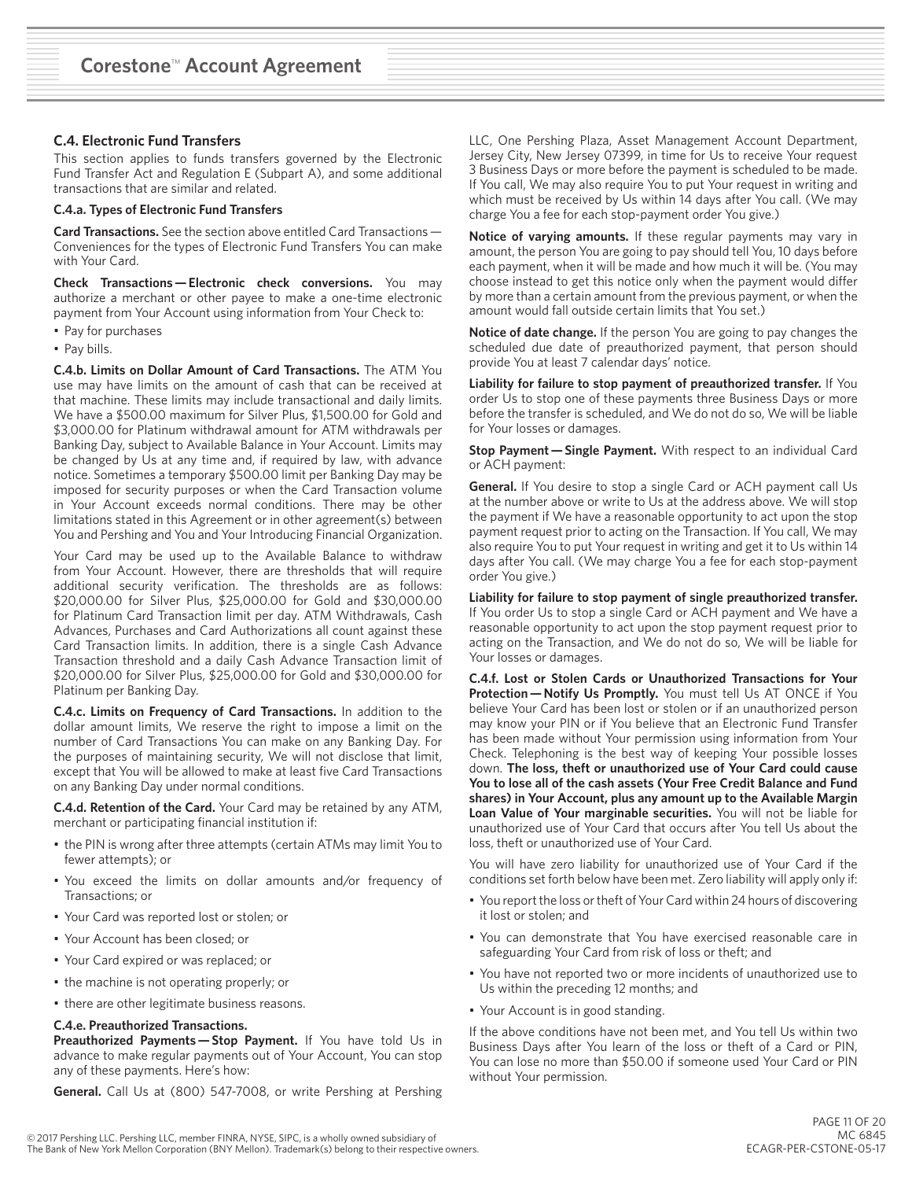### C.4. Electronic Fund Transfers

This section applies to funds transfers governed by the Electronic Fund Transfer Act and Regulation E (Subpart A), and some additional transactions that are similar and related.

#### C.4.a. Types of Electronic Fund Transfers

**Card Transactions.** See the section above entitled Card Transactions — Conveniences for the types of Electronic Fund Transfers You can make with Your Card.

**Check Transactions — Electronic check conversions.** You may authorize a merchant or other payee to make a one-time electronic payment from Your Account using information from Your Check to:

- Pay for purchases
- Pay bills.

**C.4.b. Limits on Dollar Amount of Card Transactions.** The ATM You use may have limits on the amount of cash that can be received at that machine. These limits may include transactional and daily limits. We have a $500.00 maximum for Silver Plus, $1,500.00 for Gold and $3,000.00 for Platinum withdrawal amount for ATM withdrawals per Banking Day, subject to Available Balance in Your Account. Limits may be changed by Us at any time and, if required by law, with advance notice. Sometimes a temporary $500.00 limit per Banking Day may be imposed for security purposes or when the Card Transaction volume in Your Account exceeds normal conditions. There may be other limitations stated in this Agreement or in other agreement(s) between You and Pershing and You and Your Introducing Financial Organization.

Your Card may be used up to the Available Balance to withdraw from Your Account. However, there are thresholds that will require additional security verification. The thresholds are as follows: $20,000.00 for Silver Plus, $25,000.00 for Gold and $30,000.00 for Platinum Card Transaction limit per day. ATM Withdrawals, Cash Advances, Purchases and Card Authorizations all count against these Card Transaction limits. In addition, there is a single Cash Advance Transaction threshold and a daily Cash Advance Transaction limit of $20,000.00 for Silver Plus, $25,000.00 for Gold and $30,000.00 for Platinum per Banking Day.

**C.4.c. Limits on Frequency of Card Transactions.** In addition to the dollar amount limits, We reserve the right to impose a limit on the number of Card Transactions You can make on any Banking Day. For the purposes of maintaining security, We will not disclose that limit, except that You will be allowed to make at least five Card Transactions on any Banking Day under normal conditions.

**C.4.d. Retention of the Card.** Your Card may be retained by any ATM, merchant or participating financial institution if:

- the PIN is wrong after three attempts (certain ATMs may limit You to fewer attempts); or
- You exceed the limits on dollar amounts and/or frequency of Transactions; or
- Your Card was reported lost or stolen; or
- Your Account has been closed; or
- Your Card expired or was replaced; or
- the machine is not operating properly; or
- there are other legitimate business reasons.

#### C.4.e. Preauthorized Transactions.

**Preauthorized Payments — Stop Payment.** If You have told Us in advance to make regular payments out of Your Account, You can stop any of these payments. Here's how:

**General.** Call Us at (800) 547-7008, or write Pershing at Pershing LLC, One Pershing Plaza, Asset Management Account Department, Jersey City, New Jersey 07399, in time for Us to receive Your request 3 Business Days or more before the payment is scheduled to be made. If You call, We may also require You to put Your request in writing and which must be received by Us within 14 days after You call. (We may charge You a fee for each stop-payment order You give.)

**Notice of varying amounts.** If these regular payments may vary in amount, the person You are going to pay should tell You, 10 days before each payment, when it will be made and how much it will be. (You may choose instead to get this notice only when the payment would differ by more than a certain amount from the previous payment, or when the amount would fall outside certain limits that You set.)

**Notice of date change.** If the person You are going to pay changes the scheduled due date of preauthorized payment, that person should provide You at least 7 calendar days' notice.

**Liability for failure to stop payment of preauthorized transfer.** If You order Us to stop one of these payments three Business Days or more before the transfer is scheduled, and We do not do so, We will be liable for Your losses or damages.

**Stop Payment — Single Payment.** With respect to an individual Card or ACH payment:

**General.** If You desire to stop a single Card or ACH payment call Us at the number above or write to Us at the address above. We will stop the payment if We have a reasonable opportunity to act upon the stop payment request prior to acting on the Transaction. If You call, We may also require You to put Your request in writing and get it to Us within 14 days after You call. (We may charge You a fee for each stop-payment order You give.)

**Liability for failure to stop payment of single preauthorized transfer.** If You order Us to stop a single Card or ACH payment and We have a reasonable opportunity to act upon the stop payment request prior to acting on the Transaction, and We do not do so, We will be liable for Your losses or damages.

**C.4.f. Lost or Stolen Cards or Unauthorized Transactions for Your Protection — Notify Us Promptly.** You must tell Us AT ONCE if You believe Your Card has been lost or stolen or if an unauthorized person may know your PIN or if You believe that an Electronic Fund Transfer has been made without Your permission using information from Your Check. Telephoning is the best way of keeping Your possible losses down. **The loss, theft or unauthorized use of Your Card could cause You to lose all of the cash assets (Your Free Credit Balance and Fund shares) in Your Account, plus any amount up to the Available Margin Loan Value of Your marginable securities.** You will not be liable for unauthorized use of Your Card that occurs after You tell Us about the loss, theft or unauthorized use of Your Card.

You will have zero liability for unauthorized use of Your Card if the conditions set forth below have been met. Zero liability will apply only if:

- You report the loss or theft of Your Card within 24 hours of discovering it lost or stolen; and
- You can demonstrate that You have exercised reasonable care in safeguarding Your Card from risk of loss or theft; and
- You have not reported two or more incidents of unauthorized use to Us within the preceding 12 months; and
- Your Account is in good standing.

If the above conditions have not been met, and You tell Us within two Business Days after You learn of the loss or theft of a Card or PIN, You can lose no more than $50.00 if someone used Your Card or PIN without Your permission.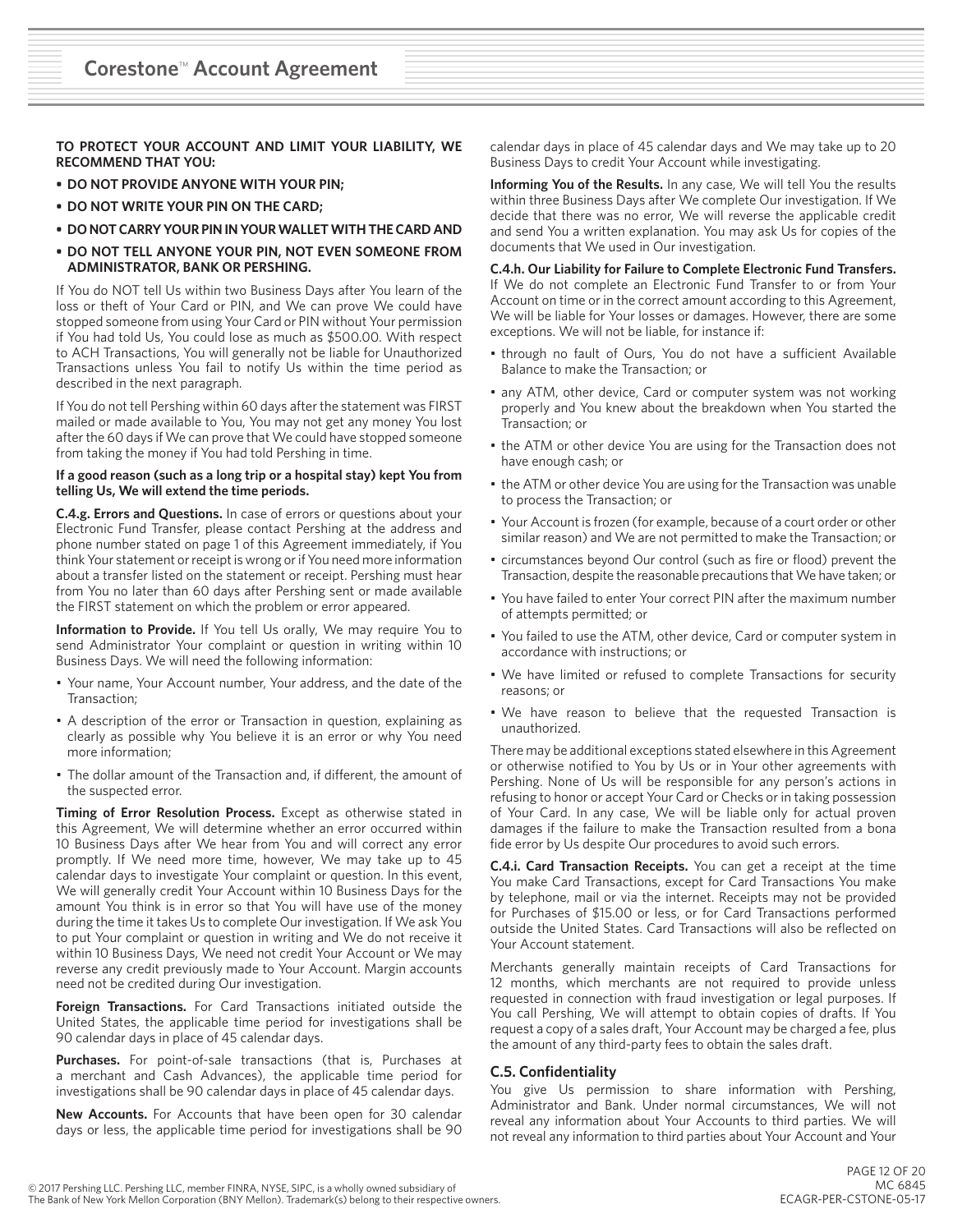**TO PROTECT YOUR ACCOUNT AND LIMIT YOUR LIABILITY, WE RECOMMEND THAT YOU:**

- **DO NOT PROVIDE ANYONE WITH YOUR PIN;**
- **DO NOT WRITE YOUR PIN ON THE CARD;**
- **DO NOT CARRY YOUR PIN IN YOUR WALLET WITH THE CARD AND**
- **DO NOT TELL ANYONE YOUR PIN, NOT EVEN SOMEONE FROM ADMINISTRATOR, BANK OR PERSHING.**

If You do NOT tell Us within two Business Days after You learn of the loss or theft of Your Card or PIN, and We can prove We could have stopped someone from using Your Card or PIN without Your permission if You had told Us, You could lose as much as $500.00. With respect to ACH Transactions, You will generally not be liable for Unauthorized Transactions unless You fail to notify Us within the time period as described in the next paragraph.

If You do not tell Pershing within 60 days after the statement was FIRST mailed or made available to You, You may not get any money You lost after the 60 days if We can prove that We could have stopped someone from taking the money if You had told Pershing in time.

**If a good reason (such as a long trip or a hospital stay) kept You from telling Us, We will extend the time periods.**

**C.4.g. Errors and Questions.** In case of errors or questions about your Electronic Fund Transfer, please contact Pershing at the address and phone number stated on page 1 of this Agreement immediately, if You think Your statement or receipt is wrong or if You need more information about a transfer listed on the statement or receipt. Pershing must hear from You no later than 60 days after Pershing sent or made available the FIRST statement on which the problem or error appeared.

**Information to Provide.** If You tell Us orally, We may require You to send Administrator Your complaint or question in writing within 10 Business Days. We will need the following information:

- Your name, Your Account number, Your address, and the date of the Transaction;
- A description of the error or Transaction in question, explaining as clearly as possible why You believe it is an error or why You need more information;
- The dollar amount of the Transaction and, if different, the amount of the suspected error.

**Timing of Error Resolution Process.** Except as otherwise stated in this Agreement, We will determine whether an error occurred within 10 Business Days after We hear from You and will correct any error promptly. If We need more time, however, We may take up to 45 calendar days to investigate Your complaint or question. In this event, We will generally credit Your Account within 10 Business Days for the amount You think is in error so that You will have use of the money during the time it takes Us to complete Our investigation. If We ask You to put Your complaint or question in writing and We do not receive it within 10 Business Days, We need not credit Your Account or We may reverse any credit previously made to Your Account. Margin accounts need not be credited during Our investigation.

**Foreign Transactions.** For Card Transactions initiated outside the United States, the applicable time period for investigations shall be 90 calendar days in place of 45 calendar days.

**Purchases.** For point-of-sale transactions (that is, Purchases at a merchant and Cash Advances), the applicable time period for investigations shall be 90 calendar days in place of 45 calendar days.

**New Accounts.** For Accounts that have been open for 30 calendar days or less, the applicable time period for investigations shall be 90 calendar days in place of 45 calendar days and We may take up to 20 Business Days to credit Your Account while investigating.

**Informing You of the Results.** In any case, We will tell You the results within three Business Days after We complete Our investigation. If We decide that there was no error, We will reverse the applicable credit and send You a written explanation. You may ask Us for copies of the documents that We used in Our investigation.

**C.4.h. Our Liability for Failure to Complete Electronic Fund Transfers.** If We do not complete an Electronic Fund Transfer to or from Your Account on time or in the correct amount according to this Agreement, We will be liable for Your losses or damages. However, there are some exceptions. We will not be liable, for instance if:

- through no fault of Ours, You do not have a sufficient Available Balance to make the Transaction; or
- any ATM, other device, Card or computer system was not working properly and You knew about the breakdown when You started the Transaction; or
- the ATM or other device You are using for the Transaction does not have enough cash; or
- the ATM or other device You are using for the Transaction was unable to process the Transaction; or
- Your Account is frozen (for example, because of a court order or other similar reason) and We are not permitted to make the Transaction; or
- circumstances beyond Our control (such as fire or flood) prevent the Transaction, despite the reasonable precautions that We have taken; or
- You have failed to enter Your correct PIN after the maximum number of attempts permitted; or
- You failed to use the ATM, other device, Card or computer system in accordance with instructions; or
- We have limited or refused to complete Transactions for security reasons; or
- We have reason to believe that the requested Transaction is unauthorized.

There may be additional exceptions stated elsewhere in this Agreement or otherwise notified to You by Us or in Your other agreements with Pershing. None of Us will be responsible for any person's actions in refusing to honor or accept Your Card or Checks or in taking possession of Your Card. In any case, We will be liable only for actual proven damages if the failure to make the Transaction resulted from a bona fide error by Us despite Our procedures to avoid such errors.

**C.4.i. Card Transaction Receipts.** You can get a receipt at the time You make Card Transactions, except for Card Transactions You make by telephone, mail or via the internet. Receipts may not be provided for Purchases of $15.00 or less, or for Card Transactions performed outside the United States. Card Transactions will also be reflected on Your Account statement.

Merchants generally maintain receipts of Card Transactions for 12 months, which merchants are not required to provide unless requested in connection with fraud investigation or legal purposes. If You call Pershing, We will attempt to obtain copies of drafts. If You request a copy of a sales draft, Your Account may be charged a fee, plus the amount of any third-party fees to obtain the sales draft.

## C.5. Confidentiality

You give Us permission to share information with Pershing, Administrator and Bank. Under normal circumstances, We will not reveal any information about Your Accounts to third parties. We will not reveal any information to third parties about Your Account and Your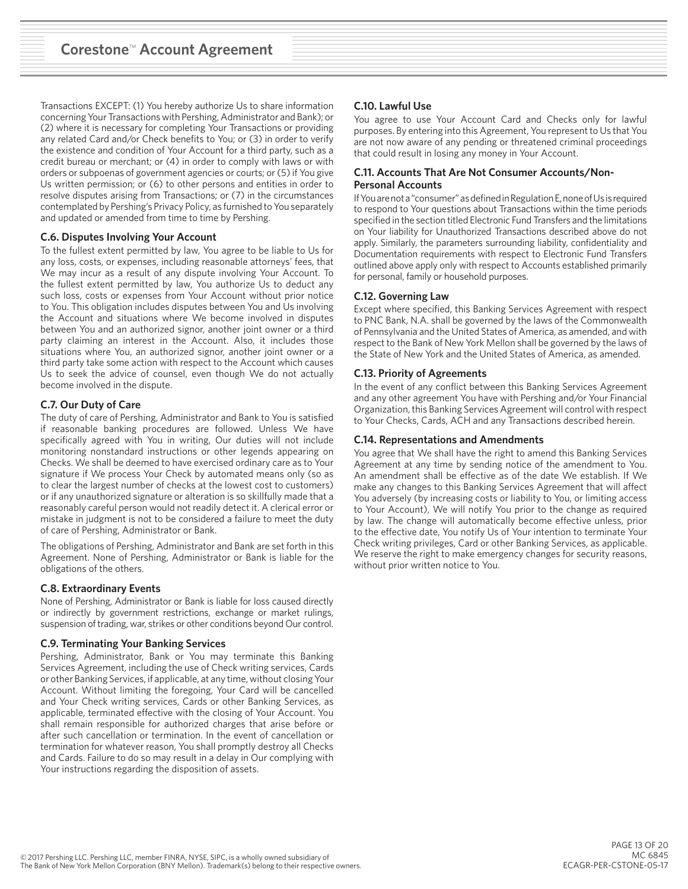Transactions EXCEPT: (1) You hereby authorize Us to share information concerning Your Transactions with Pershing, Administrator and Bank); or (2) where it is necessary for completing Your Transactions or providing any related Card and/or Check benefits to You; or (3) in order to verify the existence and condition of Your Account for a third party, such as a credit bureau or merchant; or (4) in order to comply with laws or with orders or subpoenas of government agencies or courts; or (5) if You give Us written permission; or (6) to other persons and entities in order to resolve disputes arising from Transactions; or (7) in the circumstances contemplated by Pershing's Privacy Policy, as furnished to You separately and updated or amended from time to time by Pershing.

### C.6. Disputes Involving Your Account

To the fullest extent permitted by law, You agree to be liable to Us for any loss, costs, or expenses, including reasonable attorneys' fees, that We may incur as a result of any dispute involving Your Account. To the fullest extent permitted by law, You authorize Us to deduct any such loss, costs or expenses from Your Account without prior notice to You. This obligation includes disputes between You and Us involving the Account and situations where We become involved in disputes between You and an authorized signor, another joint owner or a third party claiming an interest in the Account. Also, it includes those situations where You, an authorized signor, another joint owner or a third party take some action with respect to the Account which causes Us to seek the advice of counsel, even though We do not actually become involved in the dispute.

### C.7. Our Duty of Care

The duty of care of Pershing, Administrator and Bank to You is satisfied if reasonable banking procedures are followed. Unless We have specifically agreed with You in writing, Our duties will not include monitoring nonstandard instructions or other legends appearing on Checks. We shall be deemed to have exercised ordinary care as to Your signature if We process Your Check by automated means only (so as to clear the largest number of checks at the lowest cost to customers) or if any unauthorized signature or alteration is so skillfully made that a reasonably careful person would not readily detect it. A clerical error or mistake in judgment is not to be considered a failure to meet the duty of care of Pershing, Administrator or Bank.

The obligations of Pershing, Administrator and Bank are set forth in this Agreement. None of Pershing, Administrator or Bank is liable for the obligations of the others.

### C.8. Extraordinary Events

None of Pershing, Administrator or Bank is liable for loss caused directly or indirectly by government restrictions, exchange or market rulings, suspension of trading, war, strikes or other conditions beyond Our control.

### C.9. Terminating Your Banking Services

Pershing, Administrator, Bank or You may terminate this Banking Services Agreement, including the use of Check writing services, Cards or other Banking Services, if applicable, at any time, without closing Your Account. Without limiting the foregoing, Your Card will be cancelled and Your Check writing services, Cards or other Banking Services, as applicable, terminated effective with the closing of Your Account. You shall remain responsible for authorized charges that arise before or after such cancellation or termination. In the event of cancellation or termination for whatever reason, You shall promptly destroy all Checks and Cards. Failure to do so may result in a delay in Our complying with Your instructions regarding the disposition of assets.

### C.10. Lawful Use

You agree to use Your Account Card and Checks only for lawful purposes. By entering into this Agreement, You represent to Us that You are not now aware of any pending or threatened criminal proceedings that could result in losing any money in Your Account.

### C.11. Accounts That Are Not Consumer Accounts/Non-Personal Accounts

If You are not a "consumer" as defined in Regulation E, none of Us is required to respond to Your questions about Transactions within the time periods specified in the section titled Electronic Fund Transfers and the limitations on Your liability for Unauthorized Transactions described above do not apply. Similarly, the parameters surrounding liability, confidentiality and Documentation requirements with respect to Electronic Fund Transfers outlined above apply only with respect to Accounts established primarily for personal, family or household purposes.

### C.12. Governing Law

Except where specified, this Banking Services Agreement with respect to PNC Bank, N.A. shall be governed by the laws of the Commonwealth of Pennsylvania and the United States of America, as amended, and with respect to the Bank of New York Mellon shall be governed by the laws of the State of New York and the United States of America, as amended.

### C.13. Priority of Agreements

In the event of any conflict between this Banking Services Agreement and any other agreement You have with Pershing and/or Your Financial Organization, this Banking Services Agreement will control with respect to Your Checks, Cards, ACH and any Transactions described herein.

### C.14. Representations and Amendments

You agree that We shall have the right to amend this Banking Services Agreement at any time by sending notice of the amendment to You. An amendment shall be effective as of the date We establish. If We make any changes to this Banking Services Agreement that will affect You adversely (by increasing costs or liability to You, or limiting access to Your Account), We will notify You prior to the change as required by law. The change will automatically become effective unless, prior to the effective date, You notify Us of Your intention to terminate Your Check writing privileges, Card or other Banking Services, as applicable. We reserve the right to make emergency changes for security reasons, without prior written notice to You.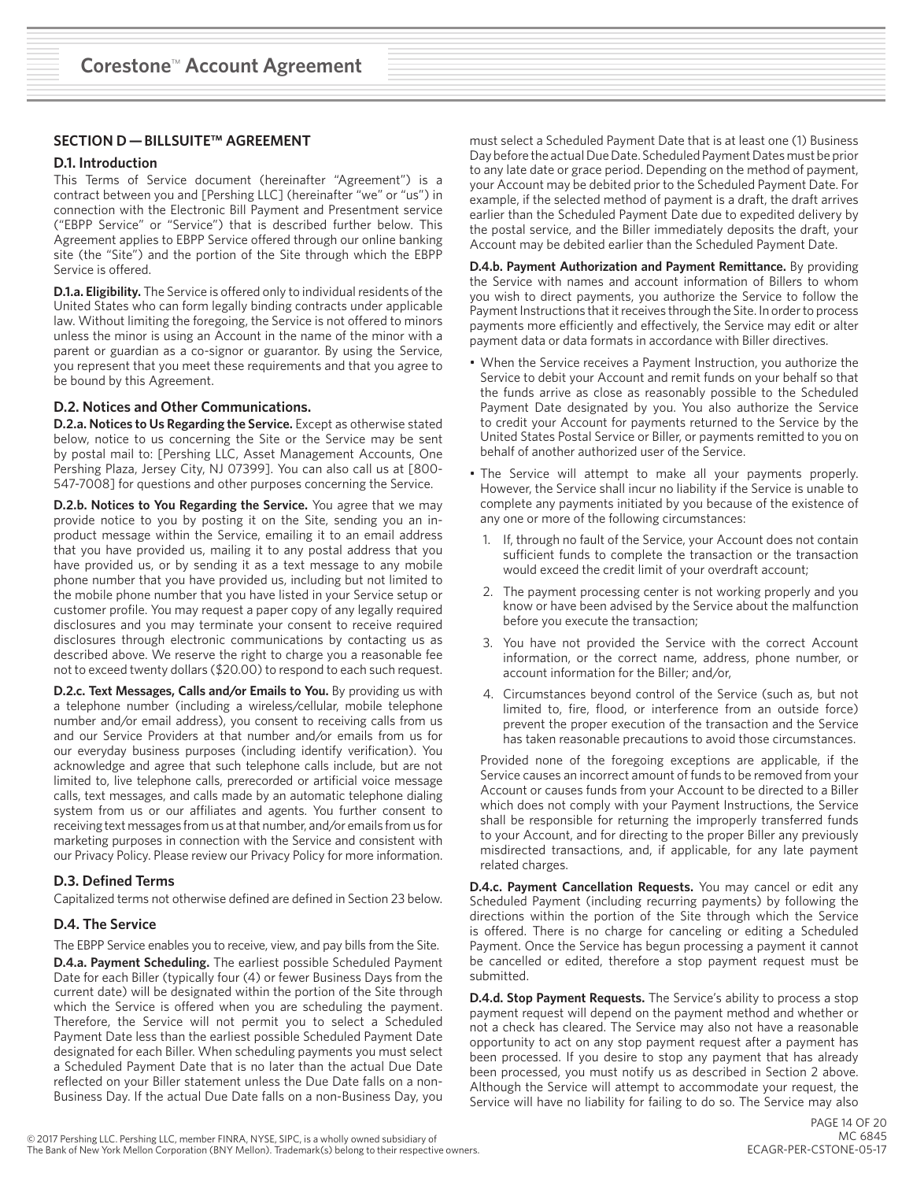## SECTION D — BILLSUITE™ AGREEMENT

### D.1. Introduction

This Terms of Service document (hereinafter "Agreement") is a contract between you and [Pershing LLC] (hereinafter "we" or "us") in connection with the Electronic Bill Payment and Presentment service ("EBPP Service" or "Service") that is described further below. This Agreement applies to EBPP Service offered through our online banking site (the "Site") and the portion of the Site through which the EBPP Service is offered.

**D.1.a. Eligibility.** The Service is offered only to individual residents of the United States who can form legally binding contracts under applicable law. Without limiting the foregoing, the Service is not offered to minors unless the minor is using an Account in the name of the minor with a parent or guardian as a co-signor or guarantor. By using the Service, you represent that you meet these requirements and that you agree to be bound by this Agreement.

### D.2. Notices and Other Communications.

**D.2.a. Notices to Us Regarding the Service.** Except as otherwise stated below, notice to us concerning the Site or the Service may be sent by postal mail to: [Pershing LLC, Asset Management Accounts, One Pershing Plaza, Jersey City, NJ 07399]. You can also call us at [800-547-7008] for questions and other purposes concerning the Service.

**D.2.b. Notices to You Regarding the Service.** You agree that we may provide notice to you by posting it on the Site, sending you an in-product message within the Service, emailing it to an email address that you have provided us, mailing it to any postal address that you have provided us, or by sending it as a text message to any mobile phone number that you have provided us, including but not limited to the mobile phone number that you have listed in your Service setup or customer profile. You may request a paper copy of any legally required disclosures and you may terminate your consent to receive required disclosures through electronic communications by contacting us as described above. We reserve the right to charge you a reasonable fee not to exceed twenty dollars ($20.00) to respond to each such request.

**D.2.c. Text Messages, Calls and/or Emails to You.** By providing us with a telephone number (including a wireless/cellular, mobile telephone number and/or email address), you consent to receiving calls from us and our Service Providers at that number and/or emails from us for our everyday business purposes (including identify verification). You acknowledge and agree that such telephone calls include, but are not limited to, live telephone calls, prerecorded or artificial voice message calls, text messages, and calls made by an automatic telephone dialing system from us or our affiliates and agents. You further consent to receiving text messages from us at that number, and/or emails from us for marketing purposes in connection with the Service and consistent with our Privacy Policy. Please review our Privacy Policy for more information.

### D.3. Defined Terms

Capitalized terms not otherwise defined are defined in Section 23 below.

### D.4. The Service

The EBPP Service enables you to receive, view, and pay bills from the Site.

**D.4.a. Payment Scheduling.** The earliest possible Scheduled Payment Date for each Biller (typically four (4) or fewer Business Days from the current date) will be designated within the portion of the Site through which the Service is offered when you are scheduling the payment. Therefore, the Service will not permit you to select a Scheduled Payment Date less than the earliest possible Scheduled Payment Date designated for each Biller. When scheduling payments you must select a Scheduled Payment Date that is no later than the actual Due Date reflected on your Biller statement unless the Due Date falls on a non-Business Day. If the actual Due Date falls on a non-Business Day, you must select a Scheduled Payment Date that is at least one (1) Business Day before the actual Due Date. Scheduled Payment Dates must be prior to any late date or grace period. Depending on the method of payment, your Account may be debited prior to the Scheduled Payment Date. For example, if the selected method of payment is a draft, the draft arrives earlier than the Scheduled Payment Date due to expedited delivery by the postal service, and the Biller immediately deposits the draft, your Account may be debited earlier than the Scheduled Payment Date.

**D.4.b. Payment Authorization and Payment Remittance.** By providing the Service with names and account information of Billers to whom you wish to direct payments, you authorize the Service to follow the Payment Instructions that it receives through the Site. In order to process payments more efficiently and effectively, the Service may edit or alter payment data or data formats in accordance with Biller directives.

- When the Service receives a Payment Instruction, you authorize the Service to debit your Account and remit funds on your behalf so that the funds arrive as close as reasonably possible to the Scheduled Payment Date designated by you. You also authorize the Service to credit your Account for payments returned to the Service by the United States Postal Service or Biller, or payments remitted to you on behalf of another authorized user of the Service.
- The Service will attempt to make all your payments properly. However, the Service shall incur no liability if the Service is unable to complete any payments initiated by you because of the existence of any one or more of the following circumstances:
  1. If, through no fault of the Service, your Account does not contain sufficient funds to complete the transaction or the transaction would exceed the credit limit of your overdraft account;
  2. The payment processing center is not working properly and you know or have been advised by the Service about the malfunction before you execute the transaction;
  3. You have not provided the Service with the correct Account information, or the correct name, address, phone number, or account information for the Biller; and/or,
  4. Circumstances beyond control of the Service (such as, but not limited to, fire, flood, or interference from an outside force) prevent the proper execution of the transaction and the Service has taken reasonable precautions to avoid those circumstances.

  Provided none of the foregoing exceptions are applicable, if the Service causes an incorrect amount of funds to be removed from your Account or causes funds from your Account to be directed to a Biller which does not comply with your Payment Instructions, the Service shall be responsible for returning the improperly transferred funds to your Account, and for directing to the proper Biller any previously misdirected transactions, and, if applicable, for any late payment related charges.

**D.4.c. Payment Cancellation Requests.** You may cancel or edit any Scheduled Payment (including recurring payments) by following the directions within the portion of the Site through which the Service is offered. There is no charge for canceling or editing a Scheduled Payment. Once the Service has begun processing a payment it cannot be cancelled or edited, therefore a stop payment request must be submitted.

**D.4.d. Stop Payment Requests.** The Service's ability to process a stop payment request will depend on the payment method and whether or not a check has cleared. The Service may also not have a reasonable opportunity to act on any stop payment request after a payment has been processed. If you desire to stop any payment that has already been processed, you must notify us as described in Section 2 above. Although the Service will attempt to accommodate your request, the Service will have no liability for failing to do so. The Service may also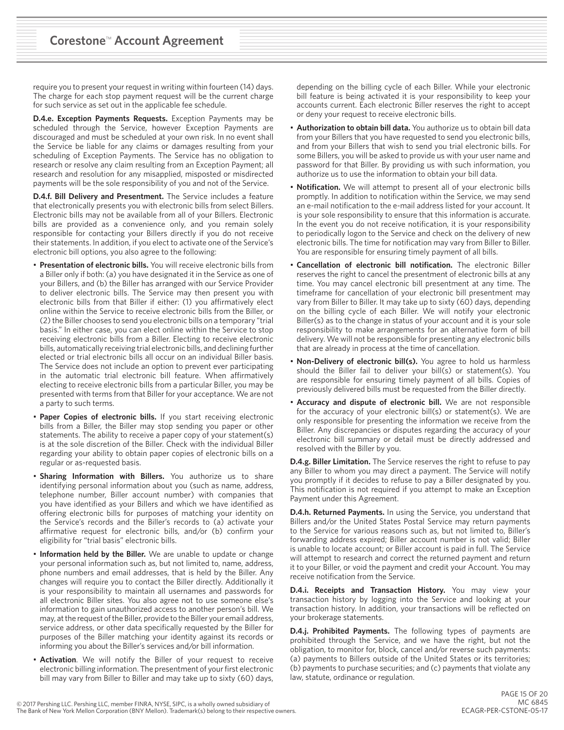require you to present your request in writing within fourteen (14) days. The charge for each stop payment request will be the current charge for such service as set out in the applicable fee schedule.

**D.4.e. Exception Payments Requests.** Exception Payments may be scheduled through the Service, however Exception Payments are discouraged and must be scheduled at your own risk. In no event shall the Service be liable for any claims or damages resulting from your scheduling of Exception Payments. The Service has no obligation to research or resolve any claim resulting from an Exception Payment; all research and resolution for any misapplied, misposted or misdirected payments will be the sole responsibility of you and not of the Service.

**D.4.f. Bill Delivery and Presentment.** The Service includes a feature that electronically presents you with electronic bills from select Billers. Electronic bills may not be available from all of your Billers. Electronic bills are provided as a convenience only, and you remain solely responsible for contacting your Billers directly if you do not receive their statements. In addition, if you elect to activate one of the Service's electronic bill options, you also agree to the following:

- **Presentation of electronic bills.** You will receive electronic bills from a Biller only if both: (a) you have designated it in the Service as one of your Billers, and (b) the Biller has arranged with our Service Provider to deliver electronic bills. The Service may then present you with electronic bills from that Biller if either: (1) you affirmatively elect online within the Service to receive electronic bills from the Biller, or (2) the Biller chooses to send you electronic bills on a temporary "trial basis." In either case, you can elect online within the Service to stop receiving electronic bills from a Biller. Electing to receive electronic bills, automatically receiving trial electronic bills, and declining further elected or trial electronic bills all occur on an individual Biller basis. The Service does not include an option to prevent ever participating in the automatic trial electronic bill feature. When affirmatively electing to receive electronic bills from a particular Biller, you may be presented with terms from that Biller for your acceptance. We are not a party to such terms.
- **Paper Copies of electronic bills.** If you start receiving electronic bills from a Biller, the Biller may stop sending you paper or other statements. The ability to receive a paper copy of your statement(s) is at the sole discretion of the Biller. Check with the individual Biller regarding your ability to obtain paper copies of electronic bills on a regular or as-requested basis.
- **Sharing Information with Billers.** You authorize us to share identifying personal information about you (such as name, address, telephone number, Biller account number) with companies that you have identified as your Billers and which we have identified as offering electronic bills for purposes of matching your identity on the Service's records and the Biller's records to (a) activate your affirmative request for electronic bills, and/or (b) confirm your eligibility for "trial basis" electronic bills.
- **Information held by the Biller.** We are unable to update or change your personal information such as, but not limited to, name, address, phone numbers and email addresses, that is held by the Biller. Any changes will require you to contact the Biller directly. Additionally it is your responsibility to maintain all usernames and passwords for all electronic Biller sites. You also agree not to use someone else's information to gain unauthorized access to another person's bill. We may, at the request of the Biller, provide to the Biller your email address, service address, or other data specifically requested by the Biller for purposes of the Biller matching your identity against its records or informing you about the Biller's services and/or bill information.
- **Activation**. We will notify the Biller of your request to receive electronic billing information. The presentment of your first electronic bill may vary from Biller to Biller and may take up to sixty (60) days, depending on the billing cycle of each Biller. While your electronic bill feature is being activated it is your responsibility to keep your accounts current. Each electronic Biller reserves the right to accept or deny your request to receive electronic bills.
- **Authorization to obtain bill data.** You authorize us to obtain bill data from your Billers that you have requested to send you electronic bills, and from your Billers that wish to send you trial electronic bills. For some Billers, you will be asked to provide us with your user name and password for that Biller. By providing us with such information, you authorize us to use the information to obtain your bill data.
- **Notification.** We will attempt to present all of your electronic bills promptly. In addition to notification within the Service, we may send an e-mail notification to the e-mail address listed for your account. It is your sole responsibility to ensure that this information is accurate. In the event you do not receive notification, it is your responsibility to periodically logon to the Service and check on the delivery of new electronic bills. The time for notification may vary from Biller to Biller. You are responsible for ensuring timely payment of all bills.
- **Cancellation of electronic bill notification.** The electronic Biller reserves the right to cancel the presentment of electronic bills at any time. You may cancel electronic bill presentment at any time. The timeframe for cancellation of your electronic bill presentment may vary from Biller to Biller. It may take up to sixty (60) days, depending on the billing cycle of each Biller. We will notify your electronic Biller(s) as to the change in status of your account and it is your sole responsibility to make arrangements for an alternative form of bill delivery. We will not be responsible for presenting any electronic bills that are already in process at the time of cancellation.
- **Non-Delivery of electronic bill(s).** You agree to hold us harmless should the Biller fail to deliver your bill(s) or statement(s). You are responsible for ensuring timely payment of all bills. Copies of previously delivered bills must be requested from the Biller directly.
- **Accuracy and dispute of electronic bill.** We are not responsible for the accuracy of your electronic bill(s) or statement(s). We are only responsible for presenting the information we receive from the Biller. Any discrepancies or disputes regarding the accuracy of your electronic bill summary or detail must be directly addressed and resolved with the Biller by you.

**D.4.g. Biller Limitation.** The Service reserves the right to refuse to pay any Biller to whom you may direct a payment. The Service will notify you promptly if it decides to refuse to pay a Biller designated by you. This notification is not required if you attempt to make an Exception Payment under this Agreement.

**D.4.h. Returned Payments.** In using the Service, you understand that Billers and/or the United States Postal Service may return payments to the Service for various reasons such as, but not limited to, Biller's forwarding address expired; Biller account number is not valid; Biller is unable to locate account; or Biller account is paid in full. The Service will attempt to research and correct the returned payment and return it to your Biller, or void the payment and credit your Account. You may receive notification from the Service.

**D.4.i. Receipts and Transaction History.** You may view your transaction history by logging into the Service and looking at your transaction history. In addition, your transactions will be reflected on your brokerage statements.

**D.4.j. Prohibited Payments.** The following types of payments are prohibited through the Service, and we have the right, but not the obligation, to monitor for, block, cancel and/or reverse such payments: (a) payments to Billers outside of the United States or its territories; (b) payments to purchase securities; and (c) payments that violate any law, statute, ordinance or regulation.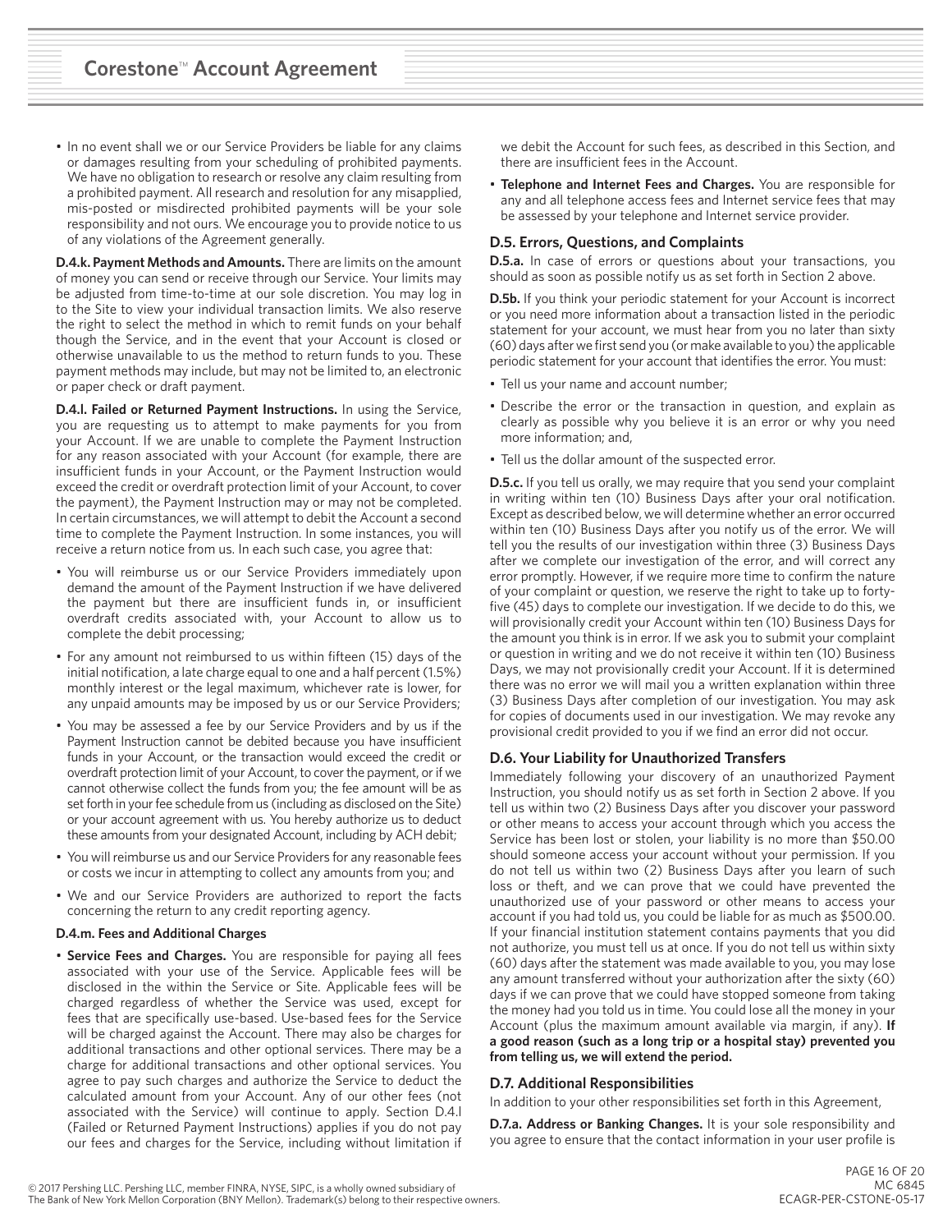- In no event shall we or our Service Providers be liable for any claims or damages resulting from your scheduling of prohibited payments. We have no obligation to research or resolve any claim resulting from a prohibited payment. All research and resolution for any misapplied, mis-posted or misdirected prohibited payments will be your sole responsibility and not ours. We encourage you to provide notice to us of any violations of the Agreement generally.

**D.4.k. Payment Methods and Amounts.** There are limits on the amount of money you can send or receive through our Service. Your limits may be adjusted from time-to-time at our sole discretion. You may log in to the Site to view your individual transaction limits. We also reserve the right to select the method in which to remit funds on your behalf though the Service, and in the event that your Account is closed or otherwise unavailable to us the method to return funds to you. These payment methods may include, but may not be limited to, an electronic or paper check or draft payment.

**D.4.l. Failed or Returned Payment Instructions.** In using the Service, you are requesting us to attempt to make payments for you from your Account. If we are unable to complete the Payment Instruction for any reason associated with your Account (for example, there are insufficient funds in your Account, or the Payment Instruction would exceed the credit or overdraft protection limit of your Account, to cover the payment), the Payment Instruction may or may not be completed. In certain circumstances, we will attempt to debit the Account a second time to complete the Payment Instruction. In some instances, you will receive a return notice from us. In each such case, you agree that:

- You will reimburse us or our Service Providers immediately upon demand the amount of the Payment Instruction if we have delivered the payment but there are insufficient funds in, or insufficient overdraft credits associated with, your Account to allow us to complete the debit processing;
- For any amount not reimbursed to us within fifteen (15) days of the initial notification, a late charge equal to one and a half percent (1.5%) monthly interest or the legal maximum, whichever rate is lower, for any unpaid amounts may be imposed by us or our Service Providers;
- You may be assessed a fee by our Service Providers and by us if the Payment Instruction cannot be debited because you have insufficient funds in your Account, or the transaction would exceed the credit or overdraft protection limit of your Account, to cover the payment, or if we cannot otherwise collect the funds from you; the fee amount will be as set forth in your fee schedule from us (including as disclosed on the Site) or your account agreement with us. You hereby authorize us to deduct these amounts from your designated Account, including by ACH debit;
- You will reimburse us and our Service Providers for any reasonable fees or costs we incur in attempting to collect any amounts from you; and
- We and our Service Providers are authorized to report the facts concerning the return to any credit reporting agency.

**D.4.m. Fees and Additional Charges**

- **Service Fees and Charges.** You are responsible for paying all fees associated with your use of the Service. Applicable fees will be disclosed in the within the Service or Site. Applicable fees will be charged regardless of whether the Service was used, except for fees that are specifically use-based. Use-based fees for the Service will be charged against the Account. There may also be charges for additional transactions and other optional services. There may be a charge for additional transactions and other optional services. You agree to pay such charges and authorize the Service to deduct the calculated amount from your Account. Any of our other fees (not associated with the Service) will continue to apply. Section D.4.l (Failed or Returned Payment Instructions) applies if you do not pay our fees and charges for the Service, including without limitation if we debit the Account for such fees, as described in this Section, and there are insufficient fees in the Account.
- **Telephone and Internet Fees and Charges.** You are responsible for any and all telephone access fees and Internet service fees that may be assessed by your telephone and Internet service provider.

### D.5. Errors, Questions, and Complaints

**D.5.a.** In case of errors or questions about your transactions, you should as soon as possible notify us as set forth in Section 2 above.

**D.5b.** If you think your periodic statement for your Account is incorrect or you need more information about a transaction listed in the periodic statement for your account, we must hear from you no later than sixty (60) days after we first send you (or make available to you) the applicable periodic statement for your account that identifies the error. You must:

- Tell us your name and account number;
- Describe the error or the transaction in question, and explain as clearly as possible why you believe it is an error or why you need more information; and,
- Tell us the dollar amount of the suspected error.

**D.5.c.** If you tell us orally, we may require that you send your complaint in writing within ten (10) Business Days after your oral notification. Except as described below, we will determine whether an error occurred within ten (10) Business Days after you notify us of the error. We will tell you the results of our investigation within three (3) Business Days after we complete our investigation of the error, and will correct any error promptly. However, if we require more time to confirm the nature of your complaint or question, we reserve the right to take up to forty-five (45) days to complete our investigation. If we decide to do this, we will provisionally credit your Account within ten (10) Business Days for the amount you think is in error. If we ask you to submit your complaint or question in writing and we do not receive it within ten (10) Business Days, we may not provisionally credit your Account. If it is determined there was no error we will mail you a written explanation within three (3) Business Days after completion of our investigation. You may ask for copies of documents used in our investigation. We may revoke any provisional credit provided to you if we find an error did not occur.

### D.6. Your Liability for Unauthorized Transfers

Immediately following your discovery of an unauthorized Payment Instruction, you should notify us as set forth in Section 2 above. If you tell us within two (2) Business Days after you discover your password or other means to access your account through which you access the Service has been lost or stolen, your liability is no more than $50.00 should someone access your account without your permission. If you do not tell us within two (2) Business Days after you learn of such loss or theft, and we can prove that we could have prevented the unauthorized use of your password or other means to access your account if you had told us, you could be liable for as much as $500.00. If your financial institution statement contains payments that you did not authorize, you must tell us at once. If you do not tell us within sixty (60) days after the statement was made available to you, you may lose any amount transferred without your authorization after the sixty (60) days if we can prove that we could have stopped someone from taking the money had you told us in time. You could lose all the money in your Account (plus the maximum amount available via margin, if any). **If a good reason (such as a long trip or a hospital stay) prevented you from telling us, we will extend the period.**

### D.7. Additional Responsibilities

In addition to your other responsibilities set forth in this Agreement,

**D.7.a. Address or Banking Changes.** It is your sole responsibility and you agree to ensure that the contact information in your user profile is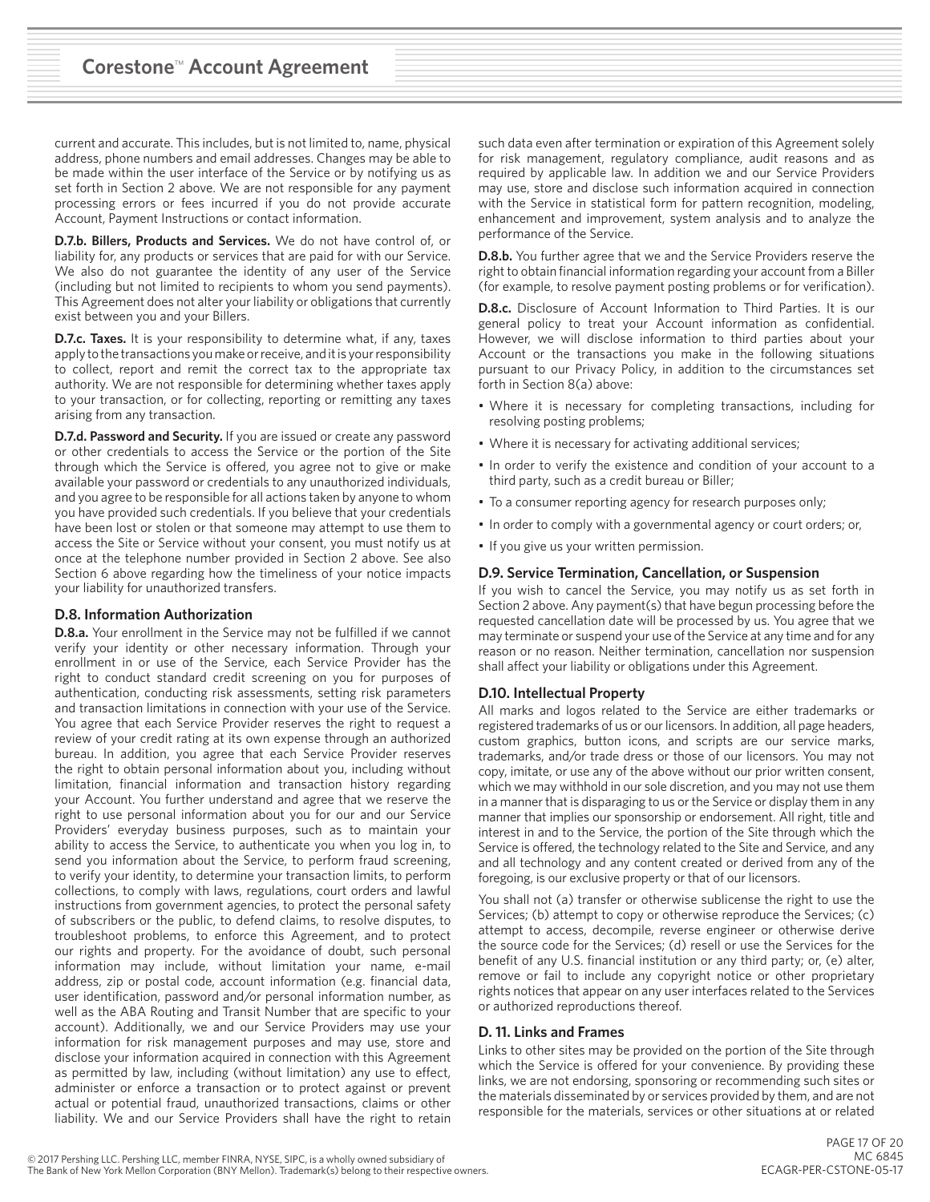current and accurate. This includes, but is not limited to, name, physical address, phone numbers and email addresses. Changes may be able to be made within the user interface of the Service or by notifying us as set forth in Section 2 above. We are not responsible for any payment processing errors or fees incurred if you do not provide accurate Account, Payment Instructions or contact information.

**D.7.b. Billers, Products and Services.** We do not have control of, or liability for, any products or services that are paid for with our Service. We also do not guarantee the identity of any user of the Service (including but not limited to recipients to whom you send payments). This Agreement does not alter your liability or obligations that currently exist between you and your Billers.

**D.7.c. Taxes.** It is your responsibility to determine what, if any, taxes apply to the transactions you make or receive, and it is your responsibility to collect, report and remit the correct tax to the appropriate tax authority. We are not responsible for determining whether taxes apply to your transaction, or for collecting, reporting or remitting any taxes arising from any transaction.

**D.7.d. Password and Security.** If you are issued or create any password or other credentials to access the Service or the portion of the Site through which the Service is offered, you agree not to give or make available your password or credentials to any unauthorized individuals, and you agree to be responsible for all actions taken by anyone to whom you have provided such credentials. If you believe that your credentials have been lost or stolen or that someone may attempt to use them to access the Site or Service without your consent, you must notify us at once at the telephone number provided in Section 2 above. See also Section 6 above regarding how the timeliness of your notice impacts your liability for unauthorized transfers.

### D.8. Information Authorization

**D.8.a.** Your enrollment in the Service may not be fulfilled if we cannot verify your identity or other necessary information. Through your enrollment in or use of the Service, each Service Provider has the right to conduct standard credit screening on you for purposes of authentication, conducting risk assessments, setting risk parameters and transaction limitations in connection with your use of the Service. You agree that each Service Provider reserves the right to request a review of your credit rating at its own expense through an authorized bureau. In addition, you agree that each Service Provider reserves the right to obtain personal information about you, including without limitation, financial information and transaction history regarding your Account. You further understand and agree that we reserve the right to use personal information about you for our and our Service Providers' everyday business purposes, such as to maintain your ability to access the Service, to authenticate you when you log in, to send you information about the Service, to perform fraud screening, to verify your identity, to determine your transaction limits, to perform collections, to comply with laws, regulations, court orders and lawful instructions from government agencies, to protect the personal safety of subscribers or the public, to defend claims, to resolve disputes, to troubleshoot problems, to enforce this Agreement, and to protect our rights and property. For the avoidance of doubt, such personal information may include, without limitation your name, e-mail address, zip or postal code, account information (e.g. financial data, user identification, password and/or personal information number, as well as the ABA Routing and Transit Number that are specific to your account). Additionally, we and our Service Providers may use your information for risk management purposes and may use, store and disclose your information acquired in connection with this Agreement as permitted by law, including (without limitation) any use to effect, administer or enforce a transaction or to protect against or prevent actual or potential fraud, unauthorized transactions, claims or other liability. We and our Service Providers shall have the right to retain such data even after termination or expiration of this Agreement solely for risk management, regulatory compliance, audit reasons and as required by applicable law. In addition we and our Service Providers may use, store and disclose such information acquired in connection with the Service in statistical form for pattern recognition, modeling, enhancement and improvement, system analysis and to analyze the performance of the Service.

**D.8.b.** You further agree that we and the Service Providers reserve the right to obtain financial information regarding your account from a Biller (for example, to resolve payment posting problems or for verification).

**D.8.c.** Disclosure of Account Information to Third Parties. It is our general policy to treat your Account information as confidential. However, we will disclose information to third parties about your Account or the transactions you make in the following situations pursuant to our Privacy Policy, in addition to the circumstances set forth in Section 8(a) above:

- Where it is necessary for completing transactions, including for resolving posting problems;
- Where it is necessary for activating additional services;
- In order to verify the existence and condition of your account to a third party, such as a credit bureau or Biller;
- To a consumer reporting agency for research purposes only;
- In order to comply with a governmental agency or court orders; or,
- If you give us your written permission.

### D.9. Service Termination, Cancellation, or Suspension

If you wish to cancel the Service, you may notify us as set forth in Section 2 above. Any payment(s) that have begun processing before the requested cancellation date will be processed by us. You agree that we may terminate or suspend your use of the Service at any time and for any reason or no reason. Neither termination, cancellation nor suspension shall affect your liability or obligations under this Agreement.

### D.10. Intellectual Property

All marks and logos related to the Service are either trademarks or registered trademarks of us or our licensors. In addition, all page headers, custom graphics, button icons, and scripts are our service marks, trademarks, and/or trade dress or those of our licensors. You may not copy, imitate, or use any of the above without our prior written consent, which we may withhold in our sole discretion, and you may not use them in a manner that is disparaging to us or the Service or display them in any manner that implies our sponsorship or endorsement. All right, title and interest in and to the Service, the portion of the Site through which the Service is offered, the technology related to the Site and Service, and any and all technology and any content created or derived from any of the foregoing, is our exclusive property or that of our licensors.

You shall not (a) transfer or otherwise sublicense the right to use the Services; (b) attempt to copy or otherwise reproduce the Services; (c) attempt to access, decompile, reverse engineer or otherwise derive the source code for the Services; (d) resell or use the Services for the benefit of any U.S. financial institution or any third party; or, (e) alter, remove or fail to include any copyright notice or other proprietary rights notices that appear on any user interfaces related to the Services or authorized reproductions thereof.

### D. 11. Links and Frames

Links to other sites may be provided on the portion of the Site through which the Service is offered for your convenience. By providing these links, we are not endorsing, sponsoring or recommending such sites or the materials disseminated by or services provided by them, and are not responsible for the materials, services or other situations at or related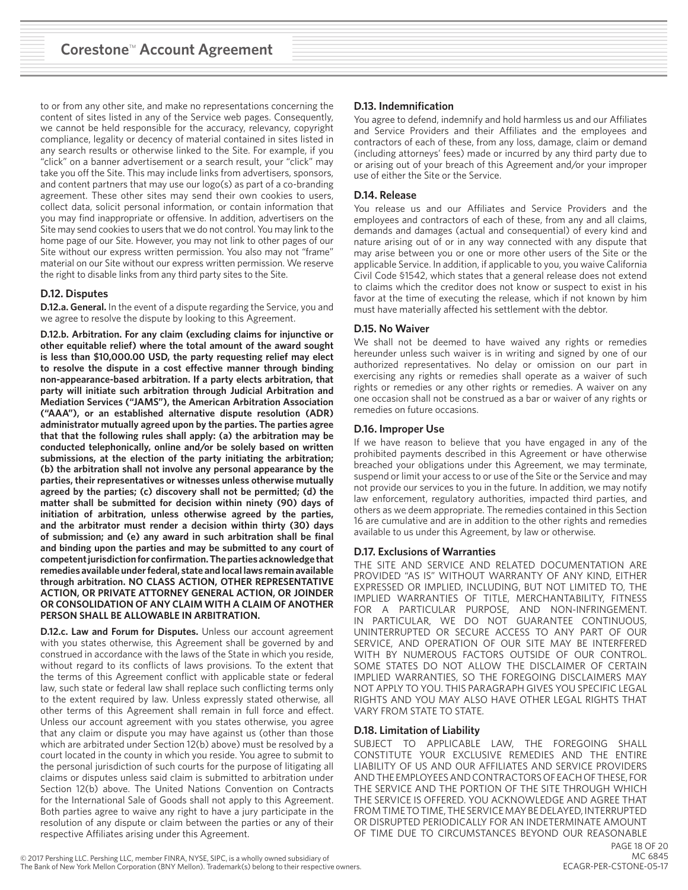to or from any other site, and make no representations concerning the content of sites listed in any of the Service web pages. Consequently, we cannot be held responsible for the accuracy, relevancy, copyright compliance, legality or decency of material contained in sites listed in any search results or otherwise linked to the Site. For example, if you "click" on a banner advertisement or a search result, your "click" may take you off the Site. This may include links from advertisers, sponsors, and content partners that may use our logo(s) as part of a co-branding agreement. These other sites may send their own cookies to users, collect data, solicit personal information, or contain information that you may find inappropriate or offensive. In addition, advertisers on the Site may send cookies to users that we do not control. You may link to the home page of our Site. However, you may not link to other pages of our Site without our express written permission. You also may not "frame" material on our Site without our express written permission. We reserve the right to disable links from any third party sites to the Site.

### D.12. Disputes

**D.12.a. General.** In the event of a dispute regarding the Service, you and we agree to resolve the dispute by looking to this Agreement.

**D.12.b. Arbitration. For any claim (excluding claims for injunctive or other equitable relief) where the total amount of the award sought is less than $10,000.00 USD, the party requesting relief may elect to resolve the dispute in a cost effective manner through binding non-appearance-based arbitration. If a party elects arbitration, that party will initiate such arbitration through Judicial Arbitration and Mediation Services ("JAMS"), the American Arbitration Association ("AAA"), or an established alternative dispute resolution (ADR) administrator mutually agreed upon by the parties. The parties agree that the following rules shall apply: (a) the arbitration may be conducted telephonically, online and/or be solely based on written submissions, at the election of the party initiating the arbitration; (b) the arbitration shall not involve any personal appearance by the parties, their representatives or witnesses unless otherwise mutually agreed by the parties; (c) discovery shall not be permitted; (d) the matter shall be submitted for decision within ninety (90) days of initiation of arbitration, unless otherwise agreed by the parties, and the arbitrator must render a decision within thirty (30) days of submission; and (e) any award in such arbitration shall be final and binding upon the parties and may be submitted to any court of competent jurisdiction for confirmation. The parties acknowledge that remedies available under federal, state and local laws remain available through arbitration. NO CLASS ACTION, OTHER REPRESENTATIVE ACTION, OR PRIVATE ATTORNEY GENERAL ACTION, OR JOINDER OR CONSOLIDATION OF ANY CLAIM WITH A CLAIM OF ANOTHER PERSON SHALL BE ALLOWABLE IN ARBITRATION.**

**D.12.c. Law and Forum for Disputes.** Unless our account agreement with you states otherwise, this Agreement shall be governed by and construed in accordance with the laws of the State in which you reside, without regard to its conflicts of laws provisions. To the extent that the terms of this Agreement conflict with applicable state or federal law, such state or federal law shall replace such conflicting terms only to the extent required by law. Unless expressly stated otherwise, all other terms of this Agreement shall remain in full force and effect. Unless our account agreement with you states otherwise, you agree that any claim or dispute you may have against us (other than those which are arbitrated under Section 12(b) above) must be resolved by a court located in the county in which you reside. You agree to submit to the personal jurisdiction of such courts for the purpose of litigating all claims or disputes unless said claim is submitted to arbitration under Section 12(b) above. The United Nations Convention on Contracts for the International Sale of Goods shall not apply to this Agreement. Both parties agree to waive any right to have a jury participate in the resolution of any dispute or claim between the parties or any of their respective Affiliates arising under this Agreement.

### D.13. Indemnification

You agree to defend, indemnify and hold harmless us and our Affiliates and Service Providers and their Affiliates and the employees and contractors of each of these, from any loss, damage, claim or demand (including attorneys' fees) made or incurred by any third party due to or arising out of your breach of this Agreement and/or your improper use of either the Site or the Service.

### D.14. Release

You release us and our Affiliates and Service Providers and the employees and contractors of each of these, from any and all claims, demands and damages (actual and consequential) of every kind and nature arising out of or in any way connected with any dispute that may arise between you or one or more other users of the Site or the applicable Service. In addition, if applicable to you, you waive California Civil Code §1542, which states that a general release does not extend to claims which the creditor does not know or suspect to exist in his favor at the time of executing the release, which if not known by him must have materially affected his settlement with the debtor.

### D.15. No Waiver

We shall not be deemed to have waived any rights or remedies hereunder unless such waiver is in writing and signed by one of our authorized representatives. No delay or omission on our part in exercising any rights or remedies shall operate as a waiver of such rights or remedies or any other rights or remedies. A waiver on any one occasion shall not be construed as a bar or waiver of any rights or remedies on future occasions.

### D.16. Improper Use

If we have reason to believe that you have engaged in any of the prohibited payments described in this Agreement or have otherwise breached your obligations under this Agreement, we may terminate, suspend or limit your access to or use of the Site or the Service and may not provide our services to you in the future. In addition, we may notify law enforcement, regulatory authorities, impacted third parties, and others as we deem appropriate. The remedies contained in this Section 16 are cumulative and are in addition to the other rights and remedies available to us under this Agreement, by law or otherwise.

### D.17. Exclusions of Warranties

THE SITE AND SERVICE AND RELATED DOCUMENTATION ARE PROVIDED "AS IS" WITHOUT WARRANTY OF ANY KIND, EITHER EXPRESSED OR IMPLIED, INCLUDING, BUT NOT LIMITED TO, THE IMPLIED WARRANTIES OF TITLE, MERCHANTABILITY, FITNESS FOR A PARTICULAR PURPOSE, AND NON-INFRINGEMENT. IN PARTICULAR, WE DO NOT GUARANTEE CONTINUOUS, UNINTERRUPTED OR SECURE ACCESS TO ANY PART OF OUR SERVICE, AND OPERATION OF OUR SITE MAY BE INTERFERED WITH BY NUMEROUS FACTORS OUTSIDE OF OUR CONTROL. SOME STATES DO NOT ALLOW THE DISCLAIMER OF CERTAIN IMPLIED WARRANTIES, SO THE FOREGOING DISCLAIMERS MAY NOT APPLY TO YOU. THIS PARAGRAPH GIVES YOU SPECIFIC LEGAL RIGHTS AND YOU MAY ALSO HAVE OTHER LEGAL RIGHTS THAT VARY FROM STATE TO STATE.

### D.18. Limitation of Liability

SUBJECT TO APPLICABLE LAW, THE FOREGOING SHALL CONSTITUTE YOUR EXCLUSIVE REMEDIES AND THE ENTIRE LIABILITY OF US AND OUR AFFILIATES AND SERVICE PROVIDERS AND THE EMPLOYEES AND CONTRACTORS OF EACH OF THESE, FOR THE SERVICE AND THE PORTION OF THE SITE THROUGH WHICH THE SERVICE IS OFFERED. YOU ACKNOWLEDGE AND AGREE THAT FROM TIME TO TIME, THE SERVICE MAY BE DELAYED, INTERRUPTED OR DISRUPTED PERIODICALLY FOR AN INDETERMINATE AMOUNT OF TIME DUE TO CIRCUMSTANCES BEYOND OUR REASONABLE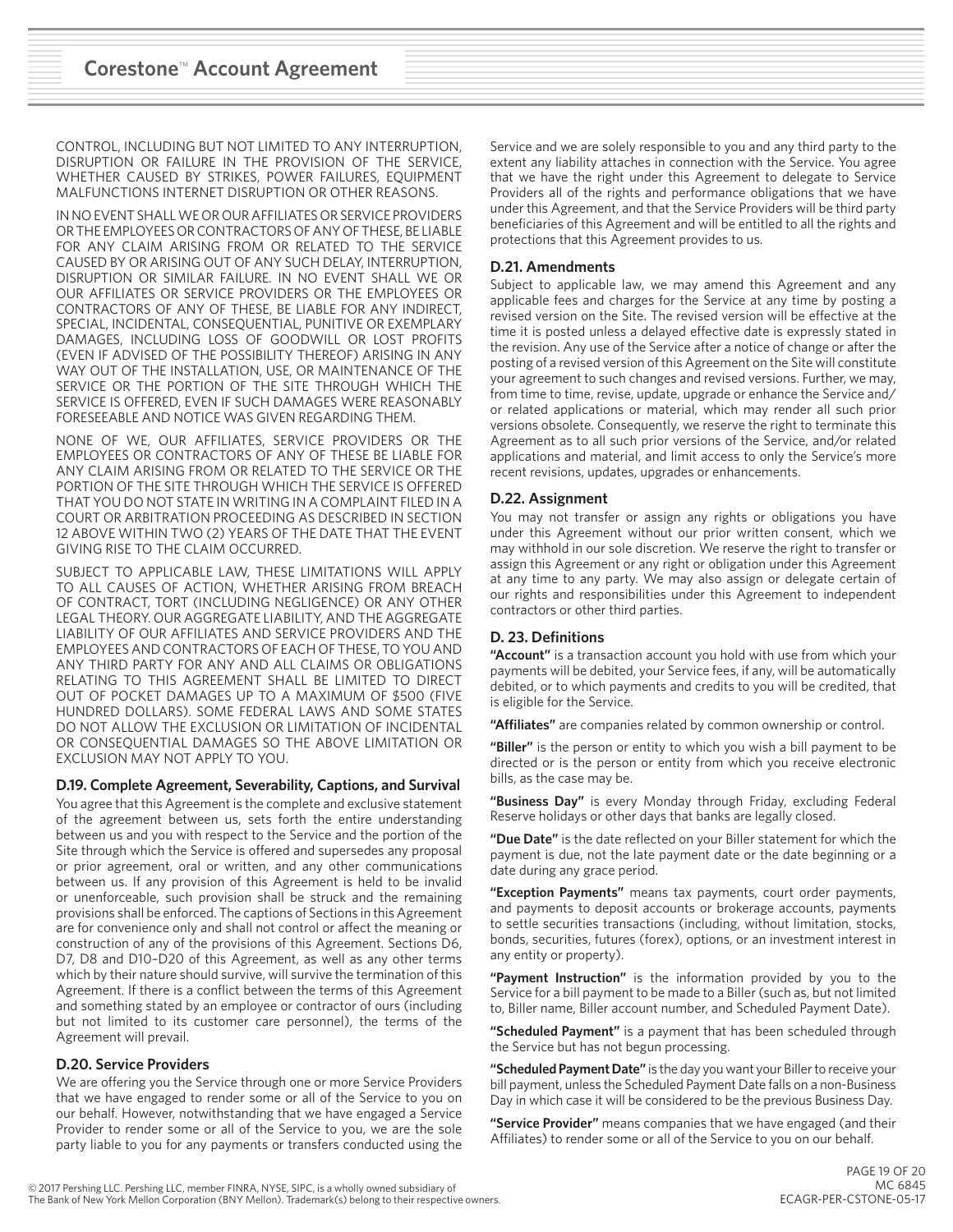CONTROL, INCLUDING BUT NOT LIMITED TO ANY INTERRUPTION, DISRUPTION OR FAILURE IN THE PROVISION OF THE SERVICE, WHETHER CAUSED BY STRIKES, POWER FAILURES, EQUIPMENT MALFUNCTIONS INTERNET DISRUPTION OR OTHER REASONS.

IN NO EVENT SHALL WE OR OUR AFFILIATES OR SERVICE PROVIDERS OR THE EMPLOYEES OR CONTRACTORS OF ANY OF THESE, BE LIABLE FOR ANY CLAIM ARISING FROM OR RELATED TO THE SERVICE CAUSED BY OR ARISING OUT OF ANY SUCH DELAY, INTERRUPTION, DISRUPTION OR SIMILAR FAILURE. IN NO EVENT SHALL WE OR OUR AFFILIATES OR SERVICE PROVIDERS OR THE EMPLOYEES OR CONTRACTORS OF ANY OF THESE, BE LIABLE FOR ANY INDIRECT, SPECIAL, INCIDENTAL, CONSEQUENTIAL, PUNITIVE OR EXEMPLARY DAMAGES, INCLUDING LOSS OF GOODWILL OR LOST PROFITS (EVEN IF ADVISED OF THE POSSIBILITY THEREOF) ARISING IN ANY WAY OUT OF THE INSTALLATION, USE, OR MAINTENANCE OF THE SERVICE OR THE PORTION OF THE SITE THROUGH WHICH THE SERVICE IS OFFERED, EVEN IF SUCH DAMAGES WERE REASONABLY FORESEEABLE AND NOTICE WAS GIVEN REGARDING THEM.

NONE OF WE, OUR AFFILIATES, SERVICE PROVIDERS OR THE EMPLOYEES OR CONTRACTORS OF ANY OF THESE BE LIABLE FOR ANY CLAIM ARISING FROM OR RELATED TO THE SERVICE OR THE PORTION OF THE SITE THROUGH WHICH THE SERVICE IS OFFERED THAT YOU DO NOT STATE IN WRITING IN A COMPLAINT FILED IN A COURT OR ARBITRATION PROCEEDING AS DESCRIBED IN SECTION 12 ABOVE WITHIN TWO (2) YEARS OF THE DATE THAT THE EVENT GIVING RISE TO THE CLAIM OCCURRED.

SUBJECT TO APPLICABLE LAW, THESE LIMITATIONS WILL APPLY TO ALL CAUSES OF ACTION, WHETHER ARISING FROM BREACH OF CONTRACT, TORT (INCLUDING NEGLIGENCE) OR ANY OTHER LEGAL THEORY. OUR AGGREGATE LIABILITY, AND THE AGGREGATE LIABILITY OF OUR AFFILIATES AND SERVICE PROVIDERS AND THE EMPLOYEES AND CONTRACTORS OF EACH OF THESE, TO YOU AND ANY THIRD PARTY FOR ANY AND ALL CLAIMS OR OBLIGATIONS RELATING TO THIS AGREEMENT SHALL BE LIMITED TO DIRECT OUT OF POCKET DAMAGES UP TO A MAXIMUM OF $500 (FIVE HUNDRED DOLLARS). SOME FEDERAL LAWS AND SOME STATES DO NOT ALLOW THE EXCLUSION OR LIMITATION OF INCIDENTAL OR CONSEQUENTIAL DAMAGES SO THE ABOVE LIMITATION OR EXCLUSION MAY NOT APPLY TO YOU.

### D.19. Complete Agreement, Severability, Captions, and Survival

You agree that this Agreement is the complete and exclusive statement of the agreement between us, sets forth the entire understanding between us and you with respect to the Service and the portion of the Site through which the Service is offered and supersedes any proposal or prior agreement, oral or written, and any other communications between us. If any provision of this Agreement is held to be invalid or unenforceable, such provision shall be struck and the remaining provisions shall be enforced. The captions of Sections in this Agreement are for convenience only and shall not control or affect the meaning or construction of any of the provisions of this Agreement. Sections D6, D7, D8 and D10–D20 of this Agreement, as well as any other terms which by their nature should survive, will survive the termination of this Agreement. If there is a conflict between the terms of this Agreement and something stated by an employee or contractor of ours (including but not limited to its customer care personnel), the terms of the Agreement will prevail.

### D.20. Service Providers

We are offering you the Service through one or more Service Providers that we have engaged to render some or all of the Service to you on our behalf. However, notwithstanding that we have engaged a Service Provider to render some or all of the Service to you, we are the sole party liable to you for any payments or transfers conducted using the Service and we are solely responsible to you and any third party to the extent any liability attaches in connection with the Service. You agree that we have the right under this Agreement to delegate to Service Providers all of the rights and performance obligations that we have under this Agreement, and that the Service Providers will be third party beneficiaries of this Agreement and will be entitled to all the rights and protections that this Agreement provides to us.

### D.21. Amendments

Subject to applicable law, we may amend this Agreement and any applicable fees and charges for the Service at any time by posting a revised version on the Site. The revised version will be effective at the time it is posted unless a delayed effective date is expressly stated in the revision. Any use of the Service after a notice of change or after the posting of a revised version of this Agreement on the Site will constitute your agreement to such changes and revised versions. Further, we may, from time to time, revise, update, upgrade or enhance the Service and/or related applications or material, which may render all such prior versions obsolete. Consequently, we reserve the right to terminate this Agreement as to all such prior versions of the Service, and/or related applications and material, and limit access to only the Service's more recent revisions, updates, upgrades or enhancements.

### D.22. Assignment

You may not transfer or assign any rights or obligations you have under this Agreement without our prior written consent, which we may withhold in our sole discretion. We reserve the right to transfer or assign this Agreement or any right or obligation under this Agreement at any time to any party. We may also assign or delegate certain of our rights and responsibilities under this Agreement to independent contractors or other third parties.

### D. 23. Definitions

**"Account"** is a transaction account you hold with use from which your payments will be debited, your Service fees, if any, will be automatically debited, or to which payments and credits to you will be credited, that is eligible for the Service.

**"Affiliates"** are companies related by common ownership or control.

**"Biller"** is the person or entity to which you wish a bill payment to be directed or is the person or entity from which you receive electronic bills, as the case may be.

**"Business Day"** is every Monday through Friday, excluding Federal Reserve holidays or other days that banks are legally closed.

**"Due Date"** is the date reflected on your Biller statement for which the payment is due, not the late payment date or the date beginning or a date during any grace period.

**"Exception Payments"** means tax payments, court order payments, and payments to deposit accounts or brokerage accounts, payments to settle securities transactions (including, without limitation, stocks, bonds, securities, futures (forex), options, or an investment interest in any entity or property).

**"Payment Instruction"** is the information provided by you to the Service for a bill payment to be made to a Biller (such as, but not limited to, Biller name, Biller account number, and Scheduled Payment Date).

**"Scheduled Payment"** is a payment that has been scheduled through the Service but has not begun processing.

**"Scheduled Payment Date"** is the day you want your Biller to receive your bill payment, unless the Scheduled Payment Date falls on a non-Business Day in which case it will be considered to be the previous Business Day.

**"Service Provider"** means companies that we have engaged (and their Affiliates) to render some or all of the Service to you on our behalf.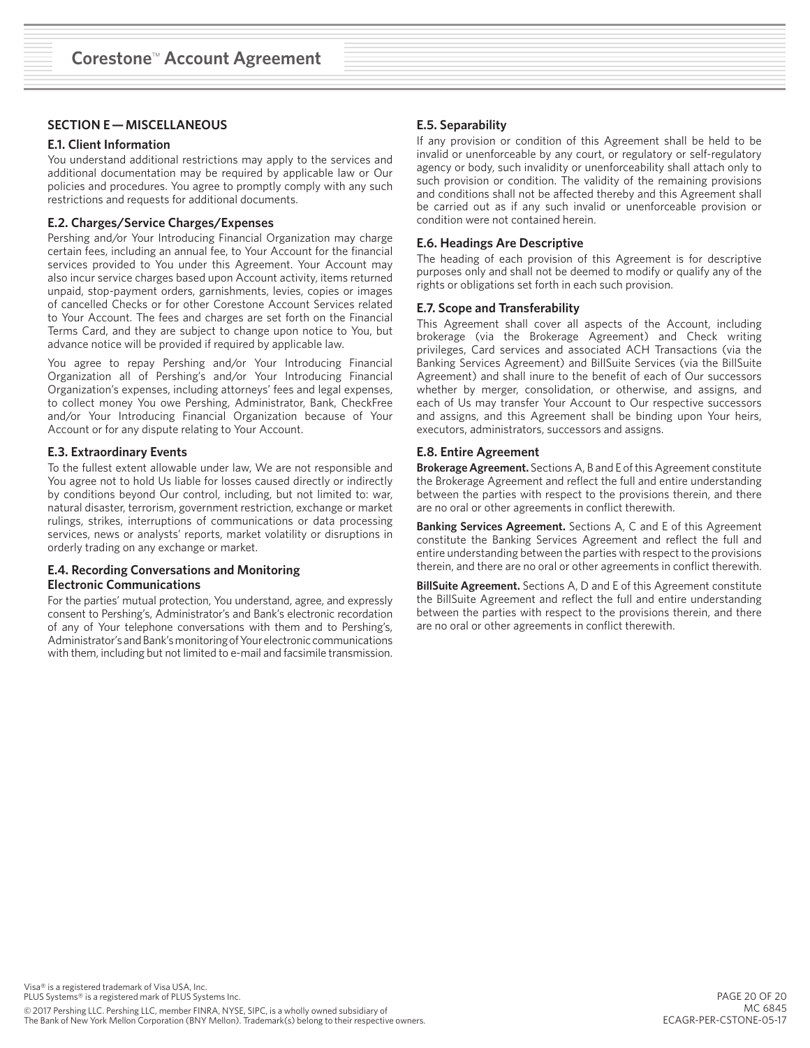## SECTION E — MISCELLANEOUS

### E.1. Client Information

You understand additional restrictions may apply to the services and additional documentation may be required by applicable law or Our policies and procedures. You agree to promptly comply with any such restrictions and requests for additional documents.

### E.2. Charges/Service Charges/Expenses

Pershing and/or Your Introducing Financial Organization may charge certain fees, including an annual fee, to Your Account for the financial services provided to You under this Agreement. Your Account may also incur service charges based upon Account activity, items returned unpaid, stop-payment orders, garnishments, levies, copies or images of cancelled Checks or for other Corestone Account Services related to Your Account. The fees and charges are set forth on the Financial Terms Card, and they are subject to change upon notice to You, but advance notice will be provided if required by applicable law.

You agree to repay Pershing and/or Your Introducing Financial Organization all of Pershing's and/or Your Introducing Financial Organization's expenses, including attorneys' fees and legal expenses, to collect money You owe Pershing, Administrator, Bank, CheckFree and/or Your Introducing Financial Organization because of Your Account or for any dispute relating to Your Account.

### E.3. Extraordinary Events

To the fullest extent allowable under law, We are not responsible and You agree not to hold Us liable for losses caused directly or indirectly by conditions beyond Our control, including, but not limited to: war, natural disaster, terrorism, government restriction, exchange or market rulings, strikes, interruptions of communications or data processing services, news or analysts' reports, market volatility or disruptions in orderly trading on any exchange or market.

### E.4. Recording Conversations and Monitoring Electronic Communications

For the parties' mutual protection, You understand, agree, and expressly consent to Pershing's, Administrator's and Bank's electronic recordation of any of Your telephone conversations with them and to Pershing's, Administrator's and Bank's monitoring of Your electronic communications with them, including but not limited to e-mail and facsimile transmission.

### E.5. Separability

If any provision or condition of this Agreement shall be held to be invalid or unenforceable by any court, or regulatory or self-regulatory agency or body, such invalidity or unenforceability shall attach only to such provision or condition. The validity of the remaining provisions and conditions shall not be affected thereby and this Agreement shall be carried out as if any such invalid or unenforceable provision or condition were not contained herein.

### E.6. Headings Are Descriptive

The heading of each provision of this Agreement is for descriptive purposes only and shall not be deemed to modify or qualify any of the rights or obligations set forth in each such provision.

### E.7. Scope and Transferability

This Agreement shall cover all aspects of the Account, including brokerage (via the Brokerage Agreement) and Check writing privileges, Card services and associated ACH Transactions (via the Banking Services Agreement) and BillSuite Services (via the BillSuite Agreement) and shall inure to the benefit of each of Our successors whether by merger, consolidation, or otherwise, and assigns, and each of Us may transfer Your Account to Our respective successors and assigns, and this Agreement shall be binding upon Your heirs, executors, administrators, successors and assigns.

### E.8. Entire Agreement

**Brokerage Agreement.** Sections A, B and E of this Agreement constitute the Brokerage Agreement and reflect the full and entire understanding between the parties with respect to the provisions therein, and there are no oral or other agreements in conflict therewith.

**Banking Services Agreement.** Sections A, C and E of this Agreement constitute the Banking Services Agreement and reflect the full and entire understanding between the parties with respect to the provisions therein, and there are no oral or other agreements in conflict therewith.

**BillSuite Agreement.** Sections A, D and E of this Agreement constitute the BillSuite Agreement and reflect the full and entire understanding between the parties with respect to the provisions therein, and there are no oral or other agreements in conflict therewith.

Visa® is a registered trademark of Visa USA, Inc.
PLUS Systems® is a registered mark of PLUS Systems Inc.

© 2017 Pershing LLC. Pershing LLC, member FINRA, NYSE, SIPC, is a wholly owned subsidiary of The Bank of New York Mellon Corporation (BNY Mellon). Trademark(s) belong to their respective owners.

MC 6845
ECAGR-PER-CSTONE-05-17